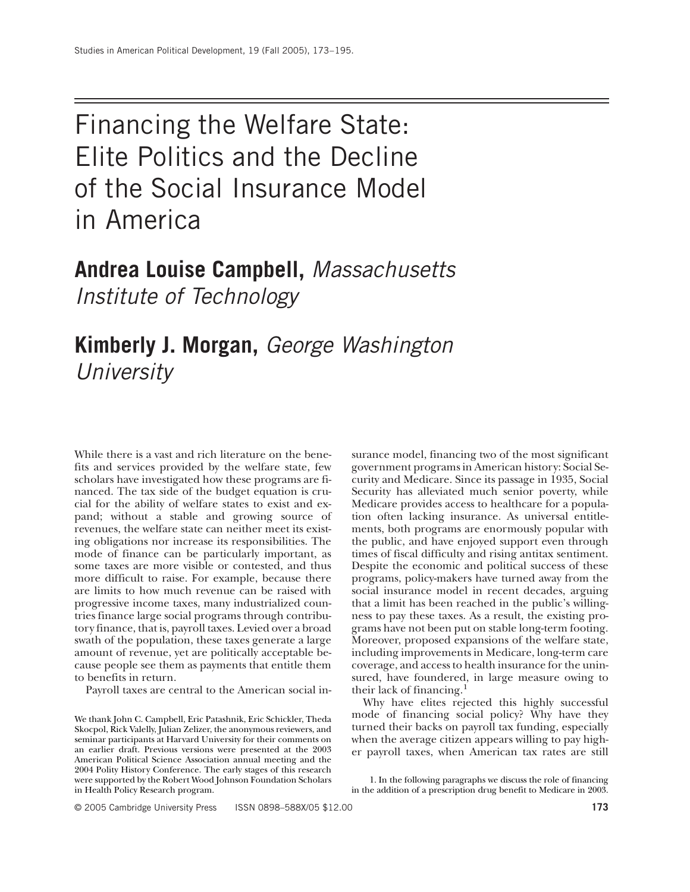# Financing the Welfare State: Elite Politics and the Decline of the Social Insurance Model in America

**Andrea Louise Campbell,** *Massachusetts Institute of Technology*

**Kimberly J. Morgan,** *George Washington University*

While there is a vast and rich literature on the benefits and services provided by the welfare state, few scholars have investigated how these programs are financed. The tax side of the budget equation is crucial for the ability of welfare states to exist and expand; without a stable and growing source of revenues, the welfare state can neither meet its existing obligations nor increase its responsibilities. The mode of finance can be particularly important, as some taxes are more visible or contested, and thus more difficult to raise. For example, because there are limits to how much revenue can be raised with progressive income taxes, many industrialized countries finance large social programs through contributory finance, that is, payroll taxes. Levied over a broad swath of the population, these taxes generate a large amount of revenue, yet are politically acceptable because people see them as payments that entitle them to benefits in return.

Payroll taxes are central to the American social insurance model, financing two of the most significant government programs in American history: Social Security and Medicare. Since its passage in 1935, Social Security has alleviated much senior poverty, while Medicare provides access to healthcare for a population often lacking insurance. As universal entitlements, both programs are enormously popular with the public, and have enjoyed support even through times of fiscal difficulty and rising antitax sentiment. Despite the economic and political success of these programs, policy-makers have turned away from the social insurance model in recent decades, arguing that a limit has been reached in the public's willingness to pay these taxes. As a result, the existing programs have not been put on stable long-term footing. Moreover, proposed expansions of the welfare state, including improvements in Medicare, long-term care coverage, and access to health insurance for the uninsured, have foundered, in large measure owing to their lack of financing.[1]

Why have elites rejected this highly successful mode of financing social policy? Why have they turned their backs on payroll tax funding, especially when the average citizen appears willing to pay higher payroll taxes, when American tax rates are still

We thank John C. Campbell, Eric Patashnik, Eric Schickler, Theda Skocpol, Rick Valelly, Julian Zelizer, the anonymous reviewers, and seminar participants at Harvard University for their comments on an earlier draft. Previous versions were presented at the 2003 American Political Science Association annual meeting and the 2004 Polity History Conference. The early stages of this research were supported by the Robert Wood Johnson Foundation Scholars in Health Policy Research program.

1. In the following paragraphs we discuss the role of financing in the addition of a prescription drug benefit to Medicare in 2003.

© 2005 Cambridge University Press ISSN 0898-588X/05 $12.00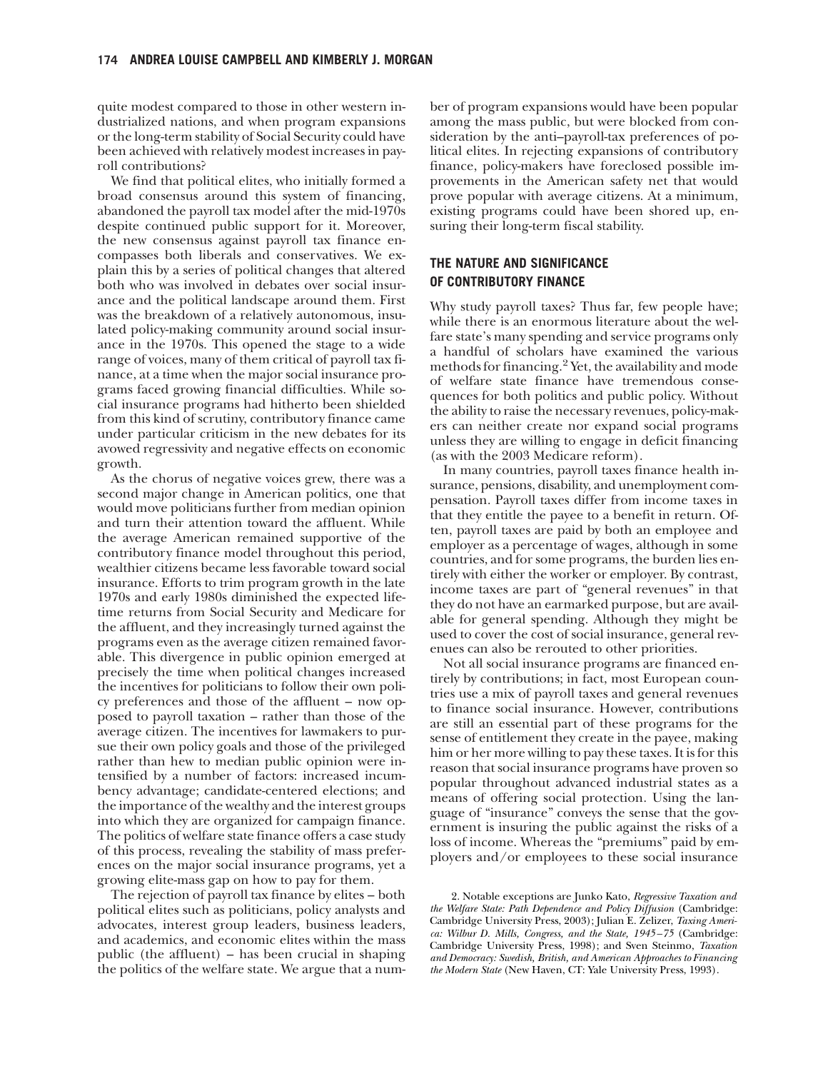quite modest compared to those in other western industrialized nations, and when program expansions or the long-term stability of Social Security could have been achieved with relatively modest increases in payroll contributions?

We find that political elites, who initially formed a broad consensus around this system of financing, abandoned the payroll tax model after the mid-1970s despite continued public support for it. Moreover, the new consensus against payroll tax finance encompasses both liberals and conservatives. We explain this by a series of political changes that altered both who was involved in debates over social insurance and the political landscape around them. First was the breakdown of a relatively autonomous, insulated policy-making community around social insurance in the 1970s. This opened the stage to a wide range of voices, many of them critical of payroll tax finance, at a time when the major social insurance programs faced growing financial difficulties. While social insurance programs had hitherto been shielded from this kind of scrutiny, contributory finance came under particular criticism in the new debates for its avowed regressivity and negative effects on economic growth.

As the chorus of negative voices grew, there was a second major change in American politics, one that would move politicians further from median opinion and turn their attention toward the affluent. While the average American remained supportive of the contributory finance model throughout this period, wealthier citizens became less favorable toward social insurance. Efforts to trim program growth in the late 1970s and early 1980s diminished the expected lifetime returns from Social Security and Medicare for the affluent, and they increasingly turned against the programs even as the average citizen remained favorable. This divergence in public opinion emerged at precisely the time when political changes increased the incentives for politicians to follow their own policy preferences and those of the affluent – now opposed to payroll taxation – rather than those of the average citizen. The incentives for lawmakers to pursue their own policy goals and those of the privileged rather than hew to median public opinion were intensified by a number of factors: increased incumbency advantage; candidate-centered elections; and the importance of the wealthy and the interest groups into which they are organized for campaign finance. The politics of welfare state finance offers a case study of this process, revealing the stability of mass preferences on the major social insurance programs, yet a growing elite-mass gap on how to pay for them.

The rejection of payroll tax finance by elites – both political elites such as politicians, policy analysts and advocates, interest group leaders, business leaders, and academics, and economic elites within the mass public (the affluent) – has been crucial in shaping the politics of the welfare state. We argue that a number of program expansions would have been popular among the mass public, but were blocked from consideration by the anti–payroll-tax preferences of political elites. In rejecting expansions of contributory finance, policy-makers have foreclosed possible improvements in the American safety net that would prove popular with average citizens. At a minimum, existing programs could have been shored up, ensuring their long-term fiscal stability.

## THE NATURE AND SIGNIFICANCE OF CONTRIBUTORY FINANCE

Why study payroll taxes? Thus far, few people have; while there is an enormous literature about the welfare state's many spending and service programs only a handful of scholars have examined the various methods for financing.[2] Yet, the availability and mode of welfare state finance have tremendous consequences for both politics and public policy. Without the ability to raise the necessary revenues, policy-makers can neither create nor expand social programs unless they are willing to engage in deficit financing (as with the 2003 Medicare reform).

In many countries, payroll taxes finance health insurance, pensions, disability, and unemployment compensation. Payroll taxes differ from income taxes in that they entitle the payee to a benefit in return. Often, payroll taxes are paid by both an employee and employer as a percentage of wages, although in some countries, and for some programs, the burden lies entirely with either the worker or employer. By contrast, income taxes are part of "general revenues" in that they do not have an earmarked purpose, but are available for general spending. Although they might be used to cover the cost of social insurance, general revenues can also be rerouted to other priorities.

Not all social insurance programs are financed entirely by contributions; in fact, most European countries use a mix of payroll taxes and general revenues to finance social insurance. However, contributions are still an essential part of these programs for the sense of entitlement they create in the payee, making him or her more willing to pay these taxes. It is for this reason that social insurance programs have proven so popular throughout advanced industrial states as a means of offering social protection. Using the language of "insurance" conveys the sense that the government is insuring the public against the risks of a loss of income. Whereas the "premiums" paid by employers and/or employees to these social insurance

2. Notable exceptions are Junko Kato, *Regressive Taxation and the Welfare State: Path Dependence and Policy Diffusion* (Cambridge: Cambridge University Press, 2003); Julian E. Zelizer, *Taxing America: Wilbur D. Mills, Congress, and the State, 1945–75* (Cambridge: Cambridge University Press, 1998); and Sven Steinmo, *Taxation and Democracy: Swedish, British, and American Approaches to Financing the Modern State* (New Haven, CT: Yale University Press, 1993).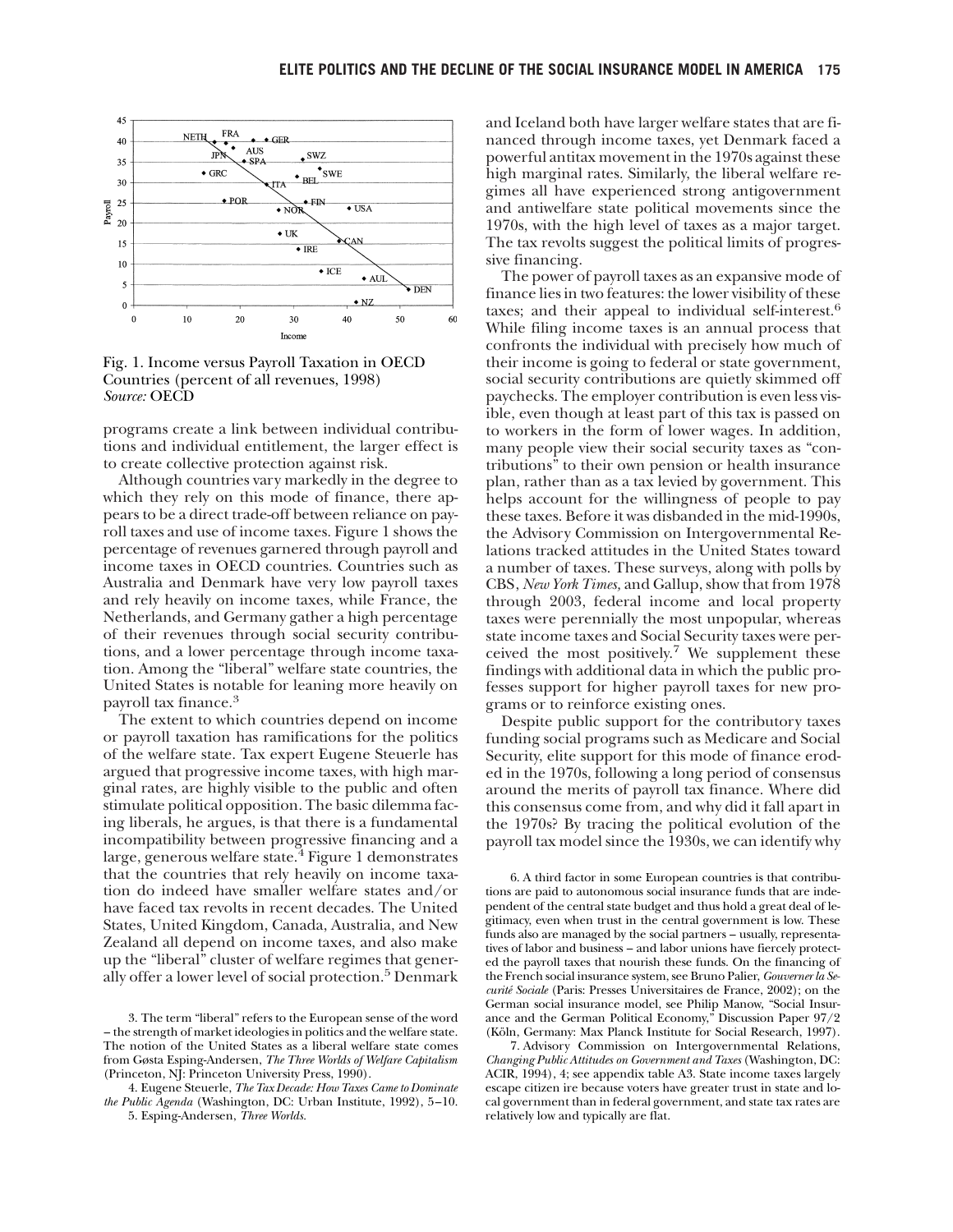Fig. 1. Income versus Payroll Taxation in OECD Countries (percent of all revenues, 1998)
*Source:* OECD

programs create a link between individual contributions and individual entitlement, the larger effect is to create collective protection against risk.

Although countries vary markedly in the degree to which they rely on this mode of finance, there appears to be a direct trade-off between reliance on payroll taxes and use of income taxes. Figure 1 shows the percentage of revenues garnered through payroll and income taxes in OECD countries. Countries such as Australia and Denmark have very low payroll taxes and rely heavily on income taxes, while France, the Netherlands, and Germany gather a high percentage of their revenues through social security contributions, and a lower percentage through income taxation. Among the "liberal" welfare state countries, the United States is notable for leaning more heavily on payroll tax finance.[3]

The extent to which countries depend on income or payroll taxation has ramifications for the politics of the welfare state. Tax expert Eugene Steuerle has argued that progressive income taxes, with high marginal rates, are highly visible to the public and often stimulate political opposition. The basic dilemma facing liberals, he argues, is that there is a fundamental incompatibility between progressive financing and a large, generous welfare state.[4] Figure 1 demonstrates that the countries that rely heavily on income taxation do indeed have smaller welfare states and/or have faced tax revolts in recent decades. The United States, United Kingdom, Canada, Australia, and New Zealand all depend on income taxes, and also make up the "liberal" cluster of welfare regimes that generally offer a lower level of social protection.[5] Denmark and Iceland both have larger welfare states that are financed through income taxes, yet Denmark faced a powerful antitax movement in the 1970s against these high marginal rates. Similarly, the liberal welfare regimes all have experienced strong antigovernment and antiwelfare state political movements since the 1970s, with the high level of taxes as a major target. The tax revolts suggest the political limits of progressive financing.

The power of payroll taxes as an expansive mode of finance lies in two features: the lower visibility of these taxes; and their appeal to individual self-interest.[6] While filing income taxes is an annual process that confronts the individual with precisely how much of their income is going to federal or state government, social security contributions are quietly skimmed off paychecks. The employer contribution is even less visible, even though at least part of this tax is passed on to workers in the form of lower wages. In addition, many people view their social security taxes as "contributions" to their own pension or health insurance plan, rather than as a tax levied by government. This helps account for the willingness of people to pay these taxes. Before it was disbanded in the mid-1990s, the Advisory Commission on Intergovernmental Relations tracked attitudes in the United States toward a number of taxes. These surveys, along with polls by CBS, *New York Times,* and Gallup, show that from 1978 through 2003, federal income and local property taxes were perennially the most unpopular, whereas state income taxes and Social Security taxes were perceived the most positively.[7] We supplement these findings with additional data in which the public professes support for higher payroll taxes for new programs or to reinforce existing ones.

Despite public support for the contributory taxes funding social programs such as Medicare and Social Security, elite support for this mode of finance eroded in the 1970s, following a long period of consensus around the merits of payroll tax finance. Where did this consensus come from, and why did it fall apart in the 1970s? By tracing the political evolution of the payroll tax model since the 1930s, we can identify why

3. The term "liberal" refers to the European sense of the word – the strength of market ideologies in politics and the welfare state. The notion of the United States as a liberal welfare state comes from Gøsta Esping-Andersen, *The Three Worlds of Welfare Capitalism* (Princeton, NJ: Princeton University Press, 1990).

4. Eugene Steuerle, *The Tax Decade: How Taxes Came to Dominate the Public Agenda* (Washington, DC: Urban Institute, 1992), 5–10.

5. Esping-Andersen, *Three Worlds.*

6. A third factor in some European countries is that contributions are paid to autonomous social insurance funds that are independent of the central state budget and thus hold a great deal of legitimacy, even when trust in the central government is low. These funds also are managed by the social partners – usually, representatives of labor and business – and labor unions have fiercely protected the payroll taxes that nourish these funds. On the financing of the French social insurance system, see Bruno Palier, *Gouverner la Securité Sociale* (Paris: Presses Universitaires de France, 2002); on the German social insurance model, see Philip Manow, "Social Insurance and the German Political Economy," Discussion Paper 97/2 (Köln, Germany: Max Planck Institute for Social Research, 1997).

7. Advisory Commission on Intergovernmental Relations, *Changing Public Attitudes on Government and Taxes* (Washington, DC: ACIR, 1994), 4; see appendix table A3. State income taxes largely escape citizen ire because voters have greater trust in state and local government than in federal government, and state tax rates are relatively low and typically are flat.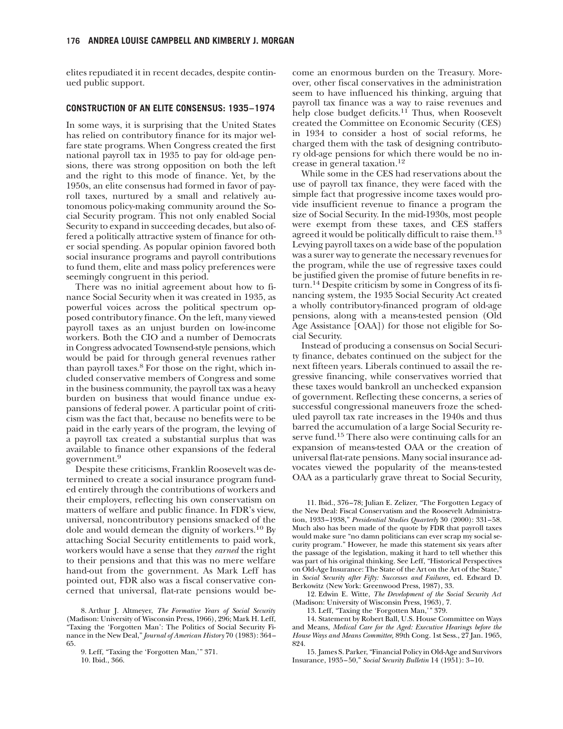elites repudiated it in recent decades, despite continued public support.

## CONSTRUCTION OF AN ELITE CONSENSUS: 1935–1974

In some ways, it is surprising that the United States has relied on contributory finance for its major welfare state programs. When Congress created the first national payroll tax in 1935 to pay for old-age pensions, there was strong opposition on both the left and the right to this mode of finance. Yet, by the 1950s, an elite consensus had formed in favor of payroll taxes, nurtured by a small and relatively autonomous policy-making community around the Social Security program. This not only enabled Social Security to expand in succeeding decades, but also offered a politically attractive system of finance for other social spending. As popular opinion favored both social insurance programs and payroll contributions to fund them, elite and mass policy preferences were seemingly congruent in this period.

There was no initial agreement about how to finance Social Security when it was created in 1935, as powerful voices across the political spectrum opposed contributory finance. On the left, many viewed payroll taxes as an unjust burden on low-income workers. Both the CIO and a number of Democrats in Congress advocated Townsend-style pensions, which would be paid for through general revenues rather than payroll taxes.[8] For those on the right, which included conservative members of Congress and some in the business community, the payroll tax was a heavy burden on business that would finance undue expansions of federal power. A particular point of criticism was the fact that, because no benefits were to be paid in the early years of the program, the levying of a payroll tax created a substantial surplus that was available to finance other expansions of the federal government.[9]

Despite these criticisms, Franklin Roosevelt was determined to create a social insurance program funded entirely through the contributions of workers and their employers, reflecting his own conservatism on matters of welfare and public finance. In FDR's view, universal, noncontributory pensions smacked of the dole and would demean the dignity of workers.[10] By attaching Social Security entitlements to paid work, workers would have a sense that they *earned* the right to their pensions and that this was no mere welfare hand-out from the government. As Mark Leff has pointed out, FDR also was a fiscal conservative concerned that universal, flat-rate pensions would become an enormous burden on the Treasury. Moreover, other fiscal conservatives in the administration seem to have influenced his thinking, arguing that payroll tax finance was a way to raise revenues and help close budget deficits.[11] Thus, when Roosevelt created the Committee on Economic Security (CES) in 1934 to consider a host of social reforms, he charged them with the task of designing contributory old-age pensions for which there would be no increase in general taxation.[12]

While some in the CES had reservations about the use of payroll tax finance, they were faced with the simple fact that progressive income taxes would provide insufficient revenue to finance a program the size of Social Security. In the mid-1930s, most people were exempt from these taxes, and CES staffers agreed it would be politically difficult to raise them.[13] Levying payroll taxes on a wide base of the population was a surer way to generate the necessary revenues for the program, while the use of regressive taxes could be justified given the promise of future benefits in return.[14] Despite criticism by some in Congress of its financing system, the 1935 Social Security Act created a wholly contributory-financed program of old-age pensions, along with a means-tested pension (Old Age Assistance [OAA]) for those not eligible for Social Security.

Instead of producing a consensus on Social Security finance, debates continued on the subject for the next fifteen years. Liberals continued to assail the regressive financing, while conservatives worried that these taxes would bankroll an unchecked expansion of government. Reflecting these concerns, a series of successful congressional maneuvers froze the scheduled payroll tax rate increases in the 1940s and thus barred the accumulation of a large Social Security reserve fund.[15] There also were continuing calls for an expansion of means-tested OAA or the creation of universal flat-rate pensions. Many social insurance advocates viewed the popularity of the means-tested OAA as a particularly grave threat to Social Security,

8. Arthur J. Altmeyer, *The Formative Years of Social Security* (Madison: University of Wisconsin Press, 1966), 296; Mark H. Leff, "Taxing the 'Forgotten Man': The Politics of Social Security Finance in the New Deal," *Journal of American History* 70 (1983): 364–65.

9. Leff, "Taxing the 'Forgotten Man,'" 371.

10. Ibid., 366.

11. Ibid., 376–78; Julian E. Zelizer, "The Forgotten Legacy of the New Deal: Fiscal Conservatism and the Roosevelt Administration, 1933–1938," *Presidential Studies Quarterly* 30 (2000): 331–58. Much also has been made of the quote by FDR that payroll taxes would make sure "no damn politicians can ever scrap my social security program." However, he made this statement six years after the passage of the legislation, making it hard to tell whether this was part of his original thinking. See Leff, "Historical Perspectives on Old-Age Insurance: The State of the Art on the Art of the State," in *Social Security after Fifty: Successes and Failures,* ed. Edward D. Berkowitz (New York: Greenwood Press, 1987), 33.

12. Edwin E. Witte, *The Development of the Social Security Act* (Madison: University of Wisconsin Press, 1963), 7.

13. Leff, "Taxing the 'Forgotten Man,'" 379.

14. Statement by Robert Ball, U.S. House Committee on Ways and Means, *Medical Care for the Aged: Executive Hearings before the House Ways and Means Committee,* 89th Cong. 1st Sess., 27 Jan. 1965, 824.

15. James S. Parker, "Financial Policy in Old-Age and Survivors Insurance, 1935–50," *Social Security Bulletin* 14 (1951): 3–10.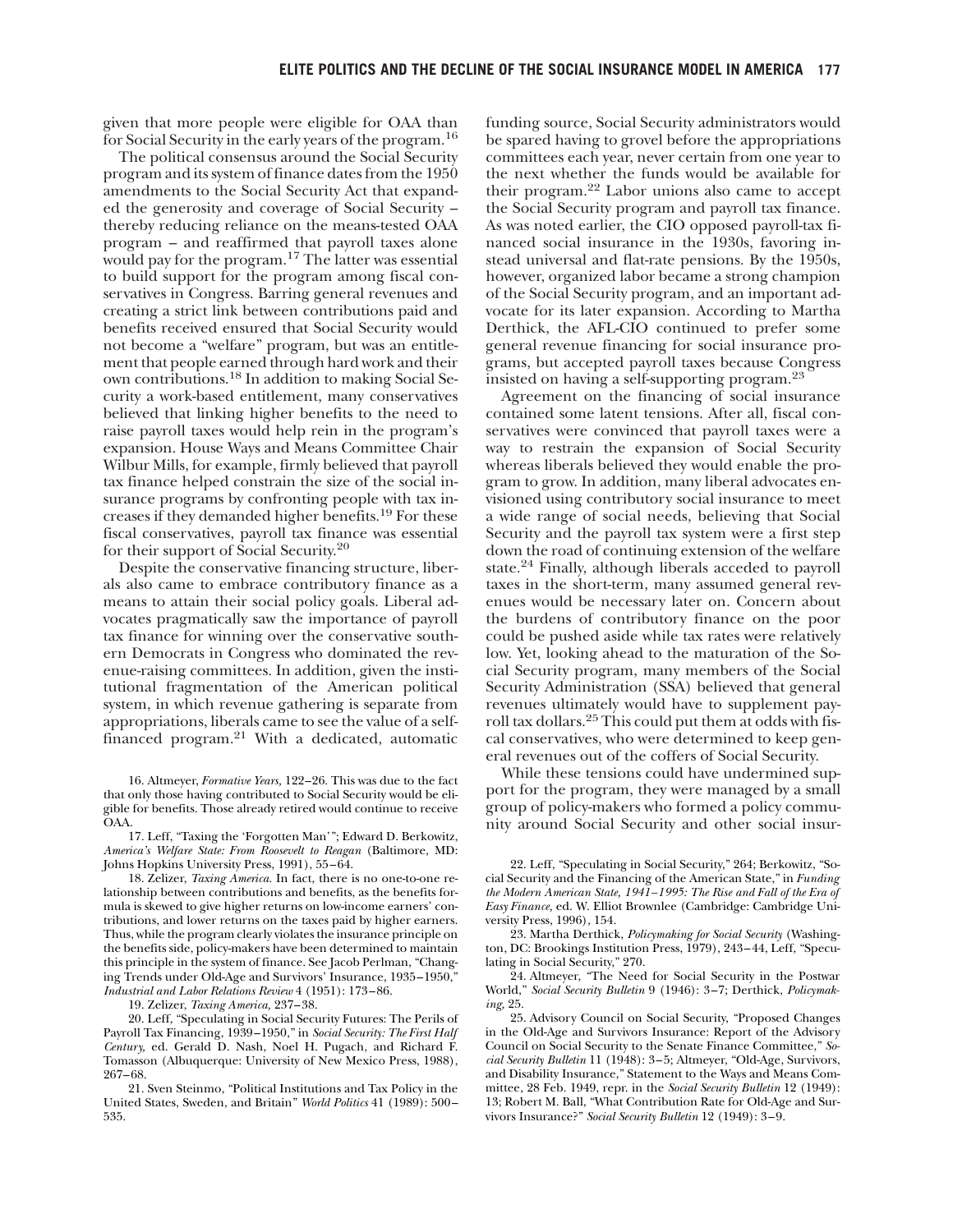given that more people were eligible for OAA than for Social Security in the early years of the program.[16]

The political consensus around the Social Security program and its system of finance dates from the 1950 amendments to the Social Security Act that expanded the generosity and coverage of Social Security – thereby reducing reliance on the means-tested OAA program – and reaffirmed that payroll taxes alone would pay for the program.[17] The latter was essential to build support for the program among fiscal conservatives in Congress. Barring general revenues and creating a strict link between contributions paid and benefits received ensured that Social Security would not become a "welfare" program, but was an entitlement that people earned through hard work and their own contributions.[18] In addition to making Social Security a work-based entitlement, many conservatives believed that linking higher benefits to the need to raise payroll taxes would help rein in the program's expansion. House Ways and Means Committee Chair Wilbur Mills, for example, firmly believed that payroll tax finance helped constrain the size of the social insurance programs by confronting people with tax increases if they demanded higher benefits.[19] For these fiscal conservatives, payroll tax finance was essential for their support of Social Security.[20]

Despite the conservative financing structure, liberals also came to embrace contributory finance as a means to attain their social policy goals. Liberal advocates pragmatically saw the importance of payroll tax finance for winning over the conservative southern Democrats in Congress who dominated the revenue-raising committees. In addition, given the institutional fragmentation of the American political system, in which revenue gathering is separate from appropriations, liberals came to see the value of a self-financed program.[21] With a dedicated, automatic funding source, Social Security administrators would be spared having to grovel before the appropriations committees each year, never certain from one year to the next whether the funds would be available for their program.[22] Labor unions also came to accept the Social Security program and payroll tax finance. As was noted earlier, the CIO opposed payroll-tax financed social insurance in the 1930s, favoring instead universal and flat-rate pensions. By the 1950s, however, organized labor became a strong champion of the Social Security program, and an important advocate for its later expansion. According to Martha Derthick, the AFL-CIO continued to prefer some general revenue financing for social insurance programs, but accepted payroll taxes because Congress insisted on having a self-supporting program.[23]

Agreement on the financing of social insurance contained some latent tensions. After all, fiscal conservatives were convinced that payroll taxes were a way to restrain the expansion of Social Security whereas liberals believed they would enable the program to grow. In addition, many liberal advocates envisioned using contributory social insurance to meet a wide range of social needs, believing that Social Security and the payroll tax system were a first step down the road of continuing extension of the welfare state.[24] Finally, although liberals acceded to payroll taxes in the short-term, many assumed general revenues would be necessary later on. Concern about the burdens of contributory finance on the poor could be pushed aside while tax rates were relatively low. Yet, looking ahead to the maturation of the Social Security program, many members of the Social Security Administration (SSA) believed that general revenues ultimately would have to supplement payroll tax dollars.[25] This could put them at odds with fiscal conservatives, who were determined to keep general revenues out of the coffers of Social Security.

While these tensions could have undermined support for the program, they were managed by a small group of policy-makers who formed a policy community around Social Security and other social insur-

16. Altmeyer, *Formative Years,* 122–26. This was due to the fact that only those having contributed to Social Security would be eligible for benefits. Those already retired would continue to receive OAA.

17. Leff, "Taxing the 'Forgotten Man'"; Edward D. Berkowitz, *America's Welfare State: From Roosevelt to Reagan* (Baltimore, MD: Johns Hopkins University Press, 1991), 55–64.

18. Zelizer, *Taxing America.* In fact, there is no one-to-one relationship between contributions and benefits, as the benefits formula is skewed to give higher returns on low-income earners' contributions, and lower returns on the taxes paid by higher earners. Thus, while the program clearly violates the insurance principle on the benefits side, policy-makers have been determined to maintain this principle in the system of finance. See Jacob Perlman, "Changing Trends under Old-Age and Survivors' Insurance, 1935–1950," *Industrial and Labor Relations Review* 4 (1951): 173–86.

19. Zelizer, *Taxing America,* 237–38.

20. Leff, "Speculating in Social Security Futures: The Perils of Payroll Tax Financing, 1939–1950," in *Social Security: The First Half Century,* ed. Gerald D. Nash, Noel H. Pugach, and Richard F. Tomasson (Albuquerque: University of New Mexico Press, 1988), 267–68.

21. Sven Steinmo, "Political Institutions and Tax Policy in the United States, Sweden, and Britain" *World Politics* 41 (1989): 500–535.

22. Leff, "Speculating in Social Security," 264; Berkowitz, "Social Security and the Financing of the American State," in *Funding the Modern American State, 1941–1995: The Rise and Fall of the Era of Easy Finance,* ed. W. Elliot Brownlee (Cambridge: Cambridge University Press, 1996), 154.

23. Martha Derthick, *Policymaking for Social Security* (Washington, DC: Brookings Institution Press, 1979), 243–44, Leff, "Speculating in Social Security," 270.

24. Altmeyer, "The Need for Social Security in the Postwar World," *Social Security Bulletin* 9 (1946): 3–7; Derthick, *Policymaking,* 25.

25. Advisory Council on Social Security, "Proposed Changes in the Old-Age and Survivors Insurance: Report of the Advisory Council on Social Security to the Senate Finance Committee," *Social Security Bulletin* 11 (1948): 3–5; Altmeyer, "Old-Age, Survivors, and Disability Insurance," Statement to the Ways and Means Committee, 28 Feb. 1949, repr. in the *Social Security Bulletin* 12 (1949): 13; Robert M. Ball, "What Contribution Rate for Old-Age and Survivors Insurance?" *Social Security Bulletin* 12 (1949): 3–9.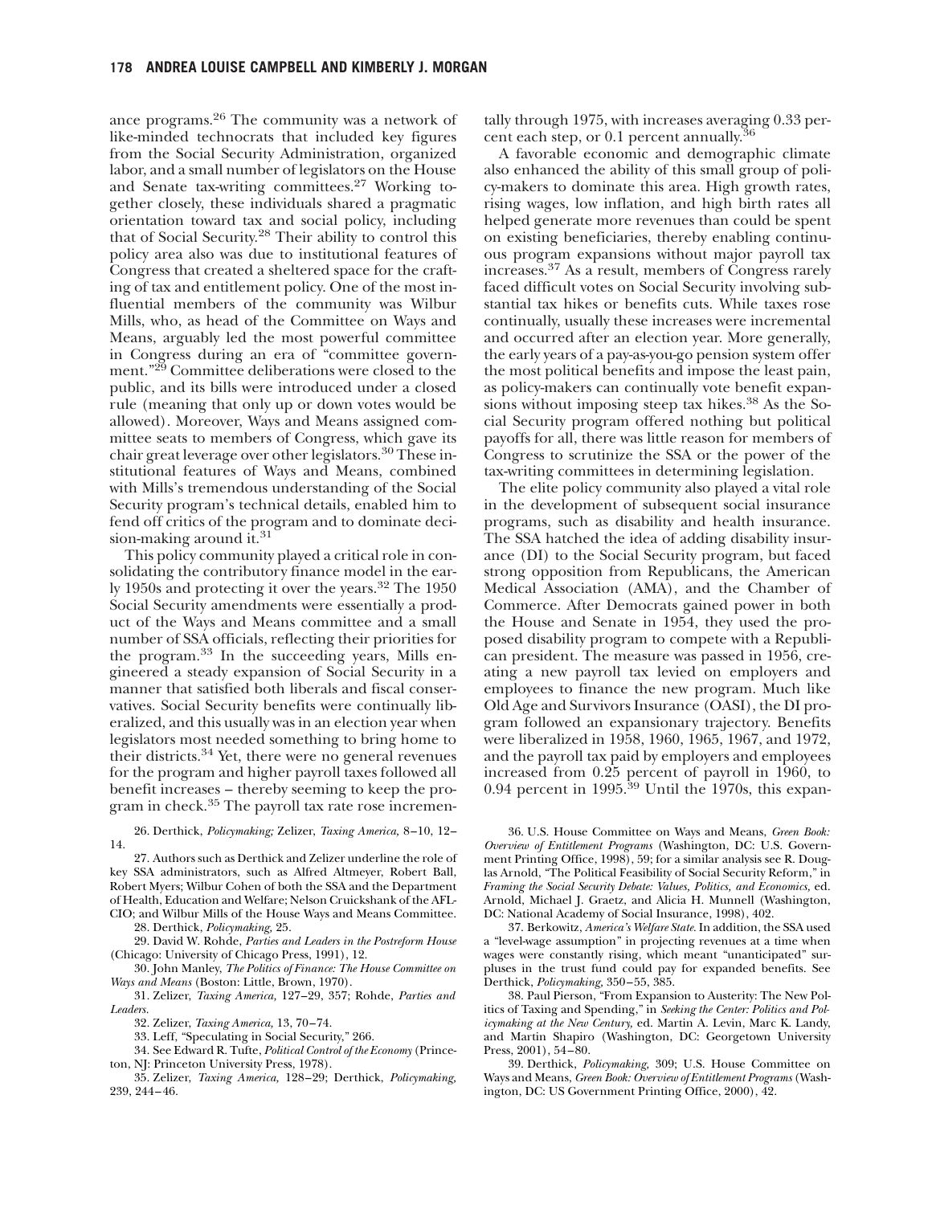ance programs.[26] The community was a network of like-minded technocrats that included key figures from the Social Security Administration, organized labor, and a small number of legislators on the House and Senate tax-writing committees.[27] Working together closely, these individuals shared a pragmatic orientation toward tax and social policy, including that of Social Security.[28] Their ability to control this policy area also was due to institutional features of Congress that created a sheltered space for the crafting of tax and entitlement policy. One of the most influential members of the community was Wilbur Mills, who, as head of the Committee on Ways and Means, arguably led the most powerful committee in Congress during an era of "committee government."[29] Committee deliberations were closed to the public, and its bills were introduced under a closed rule (meaning that only up or down votes would be allowed). Moreover, Ways and Means assigned committee seats to members of Congress, which gave its chair great leverage over other legislators.[30] These institutional features of Ways and Means, combined with Mills's tremendous understanding of the Social Security program's technical details, enabled him to fend off critics of the program and to dominate decision-making around it.[31]

This policy community played a critical role in consolidating the contributory finance model in the early 1950s and protecting it over the years.[32] The 1950 Social Security amendments were essentially a product of the Ways and Means committee and a small number of SSA officials, reflecting their priorities for the program.[33] In the succeeding years, Mills engineered a steady expansion of Social Security in a manner that satisfied both liberals and fiscal conservatives. Social Security benefits were continually liberalized, and this usually was in an election year when legislators most needed something to bring home to their districts.[34] Yet, there were no general revenues for the program and higher payroll taxes followed all benefit increases – thereby seeming to keep the program in check.[35] The payroll tax rate rose incrementally through 1975, with increases averaging 0.33 percent each step, or 0.1 percent annually.[36]

A favorable economic and demographic climate also enhanced the ability of this small group of policy-makers to dominate this area. High growth rates, rising wages, low inflation, and high birth rates all helped generate more revenues than could be spent on existing beneficiaries, thereby enabling continuous program expansions without major payroll tax increases.[37] As a result, members of Congress rarely faced difficult votes on Social Security involving substantial tax hikes or benefits cuts. While taxes rose continually, usually these increases were incremental and occurred after an election year. More generally, the early years of a pay-as-you-go pension system offer the most political benefits and impose the least pain, as policy-makers can continually vote benefit expansions without imposing steep tax hikes.[38] As the Social Security program offered nothing but political payoffs for all, there was little reason for members of Congress to scrutinize the SSA or the power of the tax-writing committees in determining legislation.

The elite policy community also played a vital role in the development of subsequent social insurance programs, such as disability and health insurance. The SSA hatched the idea of adding disability insurance (DI) to the Social Security program, but faced strong opposition from Republicans, the American Medical Association (AMA), and the Chamber of Commerce. After Democrats gained power in both the House and Senate in 1954, they used the proposed disability program to compete with a Republican president. The measure was passed in 1956, creating a new payroll tax levied on employers and employees to finance the new program. Much like Old Age and Survivors Insurance (OASI), the DI program followed an expansionary trajectory. Benefits were liberalized in 1958, 1960, 1965, 1967, and 1972, and the payroll tax paid by employers and employees increased from 0.25 percent of payroll in 1960, to 0.94 percent in 1995.[39] Until the 1970s, this expan-

26. Derthick, *Policymaking;* Zelizer, *Taxing America,* 8–10, 12–14.

27. Authors such as Derthick and Zelizer underline the role of key SSA administrators, such as Alfred Altmeyer, Robert Ball, Robert Myers; Wilbur Cohen of both the SSA and the Department of Health, Education and Welfare; Nelson Cruickshank of the AFL-CIO; and Wilbur Mills of the House Ways and Means Committee.

28. Derthick, *Policymaking,* 25.

29. David W. Rohde, *Parties and Leaders in the Postreform House* (Chicago: University of Chicago Press, 1991), 12.

30. John Manley, *The Politics of Finance: The House Committee on Ways and Means* (Boston: Little, Brown, 1970).

31. Zelizer, *Taxing America,* 127–29, 357; Rohde, *Parties and Leaders.*

32. Zelizer, *Taxing America,* 13, 70–74.

33. Leff, "Speculating in Social Security," 266.

34. See Edward R. Tufte, *Political Control of the Economy* (Princeton, NJ: Princeton University Press, 1978).

35. Zelizer, *Taxing America,* 128–29; Derthick, *Policymaking,* 239, 244–46.

36. U.S. House Committee on Ways and Means, *Green Book: Overview of Entitlement Programs* (Washington, DC: U.S. Government Printing Office, 1998), 59; for a similar analysis see R. Douglas Arnold, "The Political Feasibility of Social Security Reform," in *Framing the Social Security Debate: Values, Politics, and Economics,* ed. Arnold, Michael J. Graetz, and Alicia H. Munnell (Washington, DC: National Academy of Social Insurance, 1998), 402.

37. Berkowitz, *America's Welfare State.* In addition, the SSA used a "level-wage assumption" in projecting revenues at a time when wages were constantly rising, which meant "unanticipated" surpluses in the trust fund could pay for expanded benefits. See Derthick, *Policymaking,* 350–55, 385.

38. Paul Pierson, "From Expansion to Austerity: The New Politics of Taxing and Spending," in *Seeking the Center: Politics and Policymaking at the New Century,* ed. Martin A. Levin, Marc K. Landy, and Martin Shapiro (Washington, DC: Georgetown University Press, 2001), 54–80.

39. Derthick, *Policymaking,* 309; U.S. House Committee on Ways and Means, *Green Book: Overview of Entitlement Programs* (Washington, DC: US Government Printing Office, 2000), 42.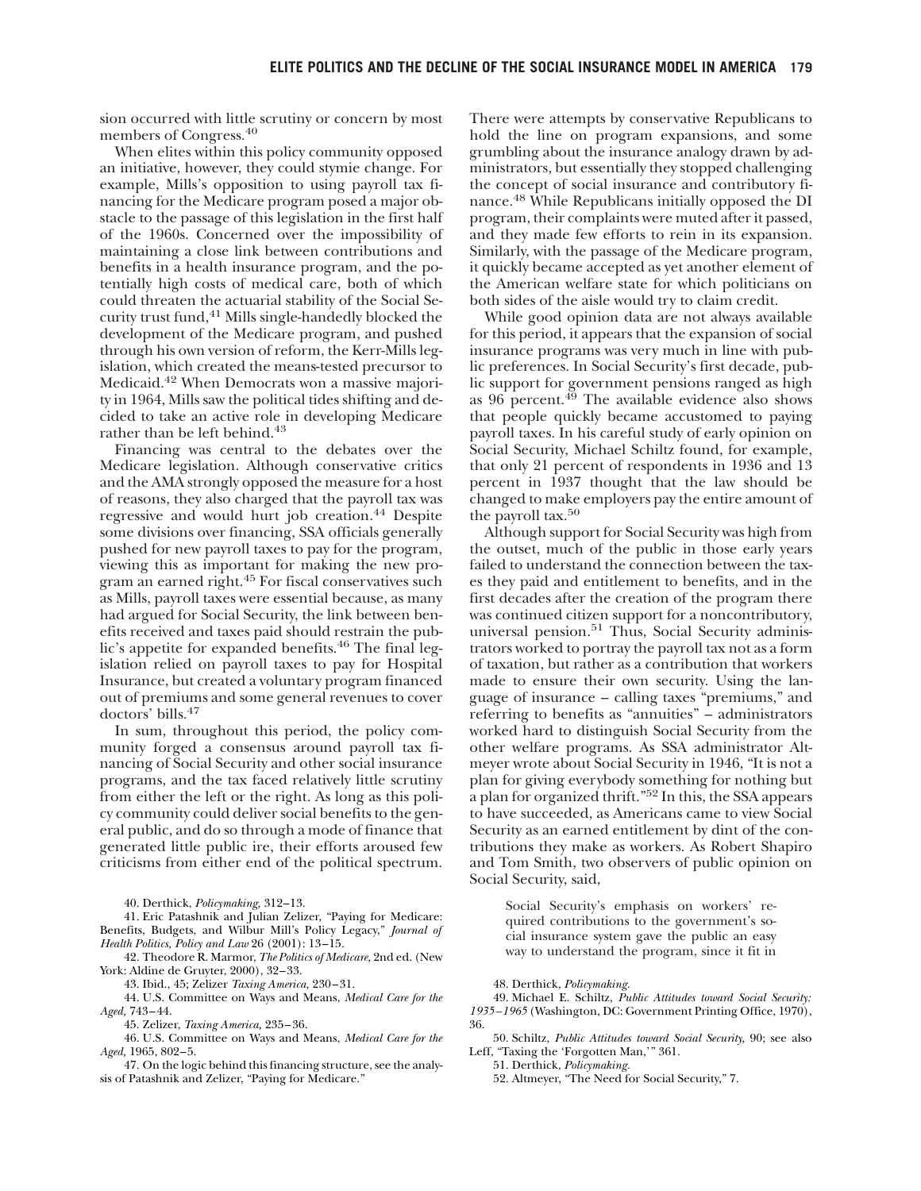sion occurred with little scrutiny or concern by most members of Congress.[40]

When elites within this policy community opposed an initiative, however, they could stymie change. For example, Mills's opposition to using payroll tax financing for the Medicare program posed a major obstacle to the passage of this legislation in the first half of the 1960s. Concerned over the impossibility of maintaining a close link between contributions and benefits in a health insurance program, and the potentially high costs of medical care, both of which could threaten the actuarial stability of the Social Security trust fund,[41] Mills single-handedly blocked the development of the Medicare program, and pushed through his own version of reform, the Kerr-Mills legislation, which created the means-tested precursor to Medicaid.[42] When Democrats won a massive majority in 1964, Mills saw the political tides shifting and decided to take an active role in developing Medicare rather than be left behind.[43]

Financing was central to the debates over the Medicare legislation. Although conservative critics and the AMA strongly opposed the measure for a host of reasons, they also charged that the payroll tax was regressive and would hurt job creation.[44] Despite some divisions over financing, SSA officials generally pushed for new payroll taxes to pay for the program, viewing this as important for making the new program an earned right.[45] For fiscal conservatives such as Mills, payroll taxes were essential because, as many had argued for Social Security, the link between benefits received and taxes paid should restrain the public's appetite for expanded benefits.[46] The final legislation relied on payroll taxes to pay for Hospital Insurance, but created a voluntary program financed out of premiums and some general revenues to cover doctors' bills.[47]

In sum, throughout this period, the policy community forged a consensus around payroll tax financing of Social Security and other social insurance programs, and the tax faced relatively little scrutiny from either the left or the right. As long as this policy community could deliver social benefits to the general public, and do so through a mode of finance that generated little public ire, their efforts aroused few criticisms from either end of the political spectrum. There were attempts by conservative Republicans to hold the line on program expansions, and some grumbling about the insurance analogy drawn by administrators, but essentially they stopped challenging the concept of social insurance and contributory finance.[48] While Republicans initially opposed the DI program, their complaints were muted after it passed, and they made few efforts to rein in its expansion. Similarly, with the passage of the Medicare program, it quickly became accepted as yet another element of the American welfare state for which politicians on both sides of the aisle would try to claim credit.

While good opinion data are not always available for this period, it appears that the expansion of social insurance programs was very much in line with public preferences. In Social Security's first decade, public support for government pensions ranged as high as 96 percent.[49] The available evidence also shows that people quickly became accustomed to paying payroll taxes. In his careful study of early opinion on Social Security, Michael Schiltz found, for example, that only 21 percent of respondents in 1936 and 13 percent in 1937 thought that the law should be changed to make employers pay the entire amount of the payroll tax.[50]

Although support for Social Security was high from the outset, much of the public in those early years failed to understand the connection between the taxes they paid and entitlement to benefits, and in the first decades after the creation of the program there was continued citizen support for a noncontributory, universal pension.[51] Thus, Social Security administrators worked to portray the payroll tax not as a form of taxation, but rather as a contribution that workers made to ensure their own security. Using the language of insurance – calling taxes "premiums," and referring to benefits as "annuities" – administrators worked hard to distinguish Social Security from the other welfare programs. As SSA administrator Altmeyer wrote about Social Security in 1946, "It is not a plan for giving everybody something for nothing but a plan for organized thrift."[52] In this, the SSA appears to have succeeded, as Americans came to view Social Security as an earned entitlement by dint of the contributions they make as workers. As Robert Shapiro and Tom Smith, two observers of public opinion on Social Security, said,

> Social Security's emphasis on workers' required contributions to the government's social insurance system gave the public an easy way to understand the program, since it fit in

---

40. Derthick, *Policymaking,* 312–13.

41. Eric Patashnik and Julian Zelizer, "Paying for Medicare: Benefits, Budgets, and Wilbur Mill's Policy Legacy," *Journal of Health Politics, Policy and Law* 26 (2001): 13–15.

42. Theodore R. Marmor, *The Politics of Medicare,* 2nd ed. (New York: Aldine de Gruyter, 2000), 32–33.

43. Ibid., 45; Zelizer *Taxing America,* 230–31.

44. U.S. Committee on Ways and Means, *Medical Care for the Aged,* 743–44.

45. Zelizer, *Taxing America,* 235–36.

46. U.S. Committee on Ways and Means, *Medical Care for the Aged,* 1965, 802–5.

47. On the logic behind this financing structure, see the analysis of Patashnik and Zelizer, "Paying for Medicare."

48. Derthick, *Policymaking.*

49. Michael E. Schiltz, *Public Attitudes toward Social Security: 1935–1965* (Washington, DC: Government Printing Office, 1970), 36.

50. Schiltz, *Public Attitudes toward Social Security,* 90; see also Leff, "Taxing the 'Forgotten Man,'" 361.

51. Derthick, *Policymaking.*

52. Altmeyer, "The Need for Social Security," 7.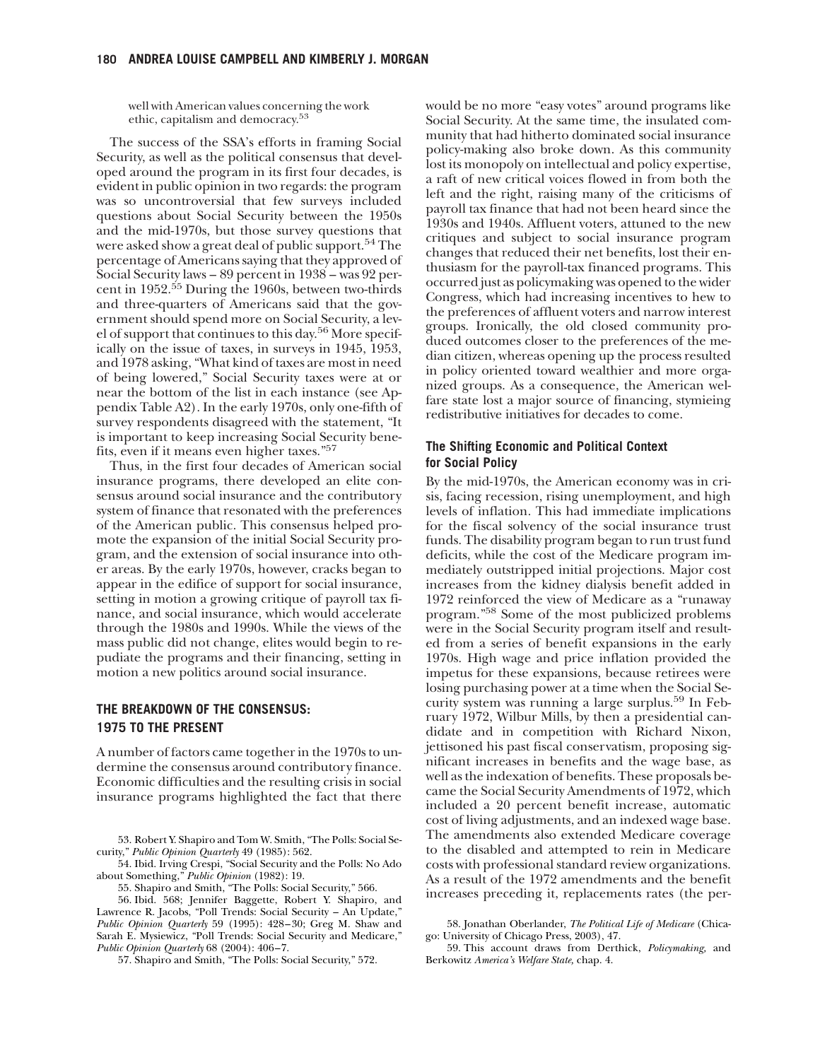well with American values concerning the work ethic, capitalism and democracy.[53]

The success of the SSA's efforts in framing Social Security, as well as the political consensus that developed around the program in its first four decades, is evident in public opinion in two regards: the program was so uncontroversial that few surveys included questions about Social Security between the 1950s and the mid-1970s, but those survey questions that were asked show a great deal of public support.[54] The percentage of Americans saying that they approved of Social Security laws – 89 percent in 1938 – was 92 percent in 1952.[55] During the 1960s, between two-thirds and three-quarters of Americans said that the government should spend more on Social Security, a level of support that continues to this day.[56] More specifically on the issue of taxes, in surveys in 1945, 1953, and 1978 asking, "What kind of taxes are most in need of being lowered," Social Security taxes were at or near the bottom of the list in each instance (see Appendix Table A2). In the early 1970s, only one-fifth of survey respondents disagreed with the statement, "It is important to keep increasing Social Security benefits, even if it means even higher taxes."[57]

Thus, in the first four decades of American social insurance programs, there developed an elite consensus around social insurance and the contributory system of finance that resonated with the preferences of the American public. This consensus helped promote the expansion of the initial Social Security program, and the extension of social insurance into other areas. By the early 1970s, however, cracks began to appear in the edifice of support for social insurance, setting in motion a growing critique of payroll tax finance, and social insurance, which would accelerate through the 1980s and 1990s. While the views of the mass public did not change, elites would begin to repudiate the programs and their financing, setting in motion a new politics around social insurance.

## THE BREAKDOWN OF THE CONSENSUS: 1975 TO THE PRESENT

A number of factors came together in the 1970s to undermine the consensus around contributory finance. Economic difficulties and the resulting crisis in social insurance programs highlighted the fact that there would be no more "easy votes" around programs like Social Security. At the same time, the insulated community that had hitherto dominated social insurance policy-making also broke down. As this community lost its monopoly on intellectual and policy expertise, a raft of new critical voices flowed in from both the left and the right, raising many of the criticisms of payroll tax finance that had not been heard since the 1930s and 1940s. Affluent voters, attuned to the new critiques and subject to social insurance program changes that reduced their net benefits, lost their enthusiasm for the payroll-tax financed programs. This occurred just as policymaking was opened to the wider Congress, which had increasing incentives to hew to the preferences of affluent voters and narrow interest groups. Ironically, the old closed community produced outcomes closer to the preferences of the median citizen, whereas opening up the process resulted in policy oriented toward wealthier and more organized groups. As a consequence, the American welfare state lost a major source of financing, stymieing redistributive initiatives for decades to come.

### The Shifting Economic and Political Context for Social Policy

By the mid-1970s, the American economy was in crisis, facing recession, rising unemployment, and high levels of inflation. This had immediate implications for the fiscal solvency of the social insurance trust funds. The disability program began to run trust fund deficits, while the cost of the Medicare program immediately outstripped initial projections. Major cost increases from the kidney dialysis benefit added in 1972 reinforced the view of Medicare as a "runaway program."[58] Some of the most publicized problems were in the Social Security program itself and resulted from a series of benefit expansions in the early 1970s. High wage and price inflation provided the impetus for these expansions, because retirees were losing purchasing power at a time when the Social Security system was running a large surplus.[59] In February 1972, Wilbur Mills, by then a presidential candidate and in competition with Richard Nixon, jettisoned his past fiscal conservatism, proposing significant increases in benefits and the wage base, as well as the indexation of benefits. These proposals became the Social Security Amendments of 1972, which included a 20 percent benefit increase, automatic cost of living adjustments, and an indexed wage base. The amendments also extended Medicare coverage to the disabled and attempted to rein in Medicare costs with professional standard review organizations. As a result of the 1972 amendments and the benefit increases preceding it, replacements rates (the per-

---

53. Robert Y. Shapiro and Tom W. Smith, "The Polls: Social Security," *Public Opinion Quarterly* 49 (1985): 562.

54. Ibid. Irving Crespi, "Social Security and the Polls: No Ado about Something," *Public Opinion* (1982): 19.

55. Shapiro and Smith, "The Polls: Social Security," 566.

56. Ibid. 568; Jennifer Baggette, Robert Y. Shapiro, and Lawrence R. Jacobs, "Poll Trends: Social Security – An Update," *Public Opinion Quarterly* 59 (1995): 428–30; Greg M. Shaw and Sarah E. Mysiewicz, "Poll Trends: Social Security and Medicare," *Public Opinion Quarterly* 68 (2004): 406–7.

57. Shapiro and Smith, "The Polls: Social Security," 572.

58. Jonathan Oberlander, *The Political Life of Medicare* (Chicago: University of Chicago Press, 2003), 47.

59. This account draws from Derthick, *Policymaking,* and Berkowitz *America's Welfare State,* chap. 4.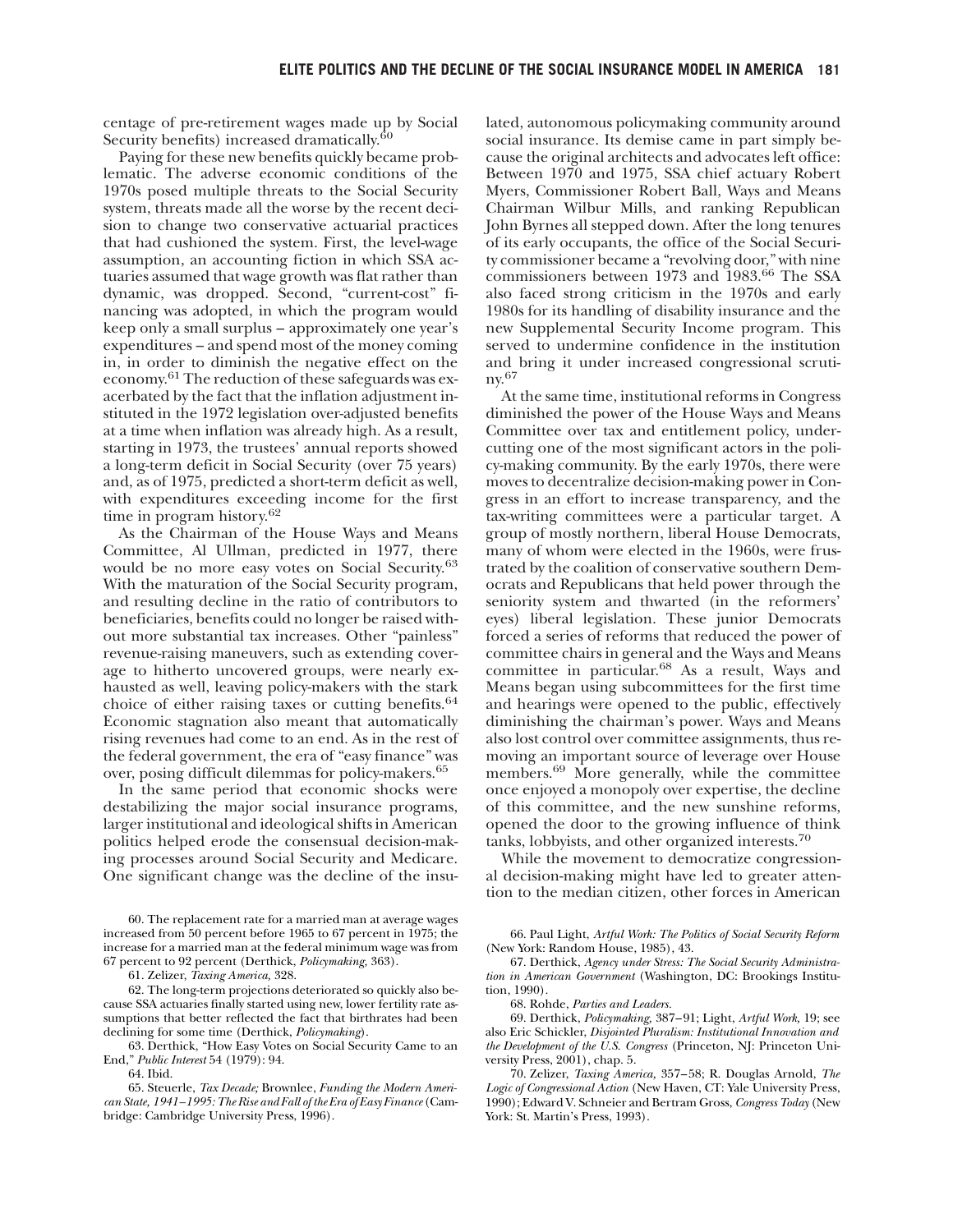centage of pre-retirement wages made up by Social Security benefits) increased dramatically.[60]

Paying for these new benefits quickly became problematic. The adverse economic conditions of the 1970s posed multiple threats to the Social Security system, threats made all the worse by the recent decision to change two conservative actuarial practices that had cushioned the system. First, the level-wage assumption, an accounting fiction in which SSA actuaries assumed that wage growth was flat rather than dynamic, was dropped. Second, "current-cost" financing was adopted, in which the program would keep only a small surplus – approximately one year's expenditures – and spend most of the money coming in, in order to diminish the negative effect on the economy.[61] The reduction of these safeguards was exacerbated by the fact that the inflation adjustment instituted in the 1972 legislation over-adjusted benefits at a time when inflation was already high. As a result, starting in 1973, the trustees' annual reports showed a long-term deficit in Social Security (over 75 years) and, as of 1975, predicted a short-term deficit as well, with expenditures exceeding income for the first time in program history.[62]

As the Chairman of the House Ways and Means Committee, Al Ullman, predicted in 1977, there would be no more easy votes on Social Security.[63] With the maturation of the Social Security program, and resulting decline in the ratio of contributors to beneficiaries, benefits could no longer be raised without more substantial tax increases. Other "painless" revenue-raising maneuvers, such as extending coverage to hitherto uncovered groups, were nearly exhausted as well, leaving policy-makers with the stark choice of either raising taxes or cutting benefits.[64] Economic stagnation also meant that automatically rising revenues had come to an end. As in the rest of the federal government, the era of "easy finance" was over, posing difficult dilemmas for policy-makers.[65]

In the same period that economic shocks were destabilizing the major social insurance programs, larger institutional and ideological shifts in American politics helped erode the consensual decision-making processes around Social Security and Medicare. One significant change was the decline of the insulated, autonomous policymaking community around social insurance. Its demise came in part simply because the original architects and advocates left office: Between 1970 and 1975, SSA chief actuary Robert Myers, Commissioner Robert Ball, Ways and Means Chairman Wilbur Mills, and ranking Republican John Byrnes all stepped down. After the long tenures of its early occupants, the office of the Social Security commissioner became a "revolving door," with nine commissioners between 1973 and 1983.[66] The SSA also faced strong criticism in the 1970s and early 1980s for its handling of disability insurance and the new Supplemental Security Income program. This served to undermine confidence in the institution and bring it under increased congressional scrutiny.[67]

At the same time, institutional reforms in Congress diminished the power of the House Ways and Means Committee over tax and entitlement policy, undercutting one of the most significant actors in the policy-making community. By the early 1970s, there were moves to decentralize decision-making power in Congress in an effort to increase transparency, and the tax-writing committees were a particular target. A group of mostly northern, liberal House Democrats, many of whom were elected in the 1960s, were frustrated by the coalition of conservative southern Democrats and Republicans that held power through the seniority system and thwarted (in the reformers' eyes) liberal legislation. These junior Democrats forced a series of reforms that reduced the power of committee chairs in general and the Ways and Means committee in particular.[68] As a result, Ways and Means began using subcommittees for the first time and hearings were opened to the public, effectively diminishing the chairman's power. Ways and Means also lost control over committee assignments, thus removing an important source of leverage over House members.[69] More generally, while the committee once enjoyed a monopoly over expertise, the decline of this committee, and the new sunshine reforms, opened the door to the growing influence of think tanks, lobbyists, and other organized interests.[70]

While the movement to democratize congressional decision-making might have led to greater attention to the median citizen, other forces in American

60. The replacement rate for a married man at average wages increased from 50 percent before 1965 to 67 percent in 1975; the increase for a married man at the federal minimum wage was from 67 percent to 92 percent (Derthick, *Policymaking,* 363).

61. Zelizer, *Taxing America,* 328.

62. The long-term projections deteriorated so quickly also because SSA actuaries finally started using new, lower fertility rate assumptions that better reflected the fact that birthrates had been declining for some time (Derthick, *Policymaking*).

63. Derthick, "How Easy Votes on Social Security Came to an End," *Public Interest* 54 (1979): 94.

64. Ibid.

65. Steuerle, *Tax Decade;* Brownlee, *Funding the Modern American State, 1941–1995: The Rise and Fall of the Era of Easy Finance* (Cambridge: Cambridge University Press, 1996).

66. Paul Light, *Artful Work: The Politics of Social Security Reform* (New York: Random House, 1985), 43.

67. Derthick, *Agency under Stress: The Social Security Administration in American Government* (Washington, DC: Brookings Institution, 1990).

68. Rohde, *Parties and Leaders.*

69. Derthick, *Policymaking,* 387–91; Light, *Artful Work,* 19; see also Eric Schickler, *Disjointed Pluralism: Institutional Innovation and the Development of the U.S. Congress* (Princeton, NJ: Princeton University Press, 2001), chap. 5.

70. Zelizer, *Taxing America,* 357–58; R. Douglas Arnold, *The Logic of Congressional Action* (New Haven, CT: Yale University Press, 1990); Edward V. Schneier and Bertram Gross, *Congress Today* (New York: St. Martin's Press, 1993).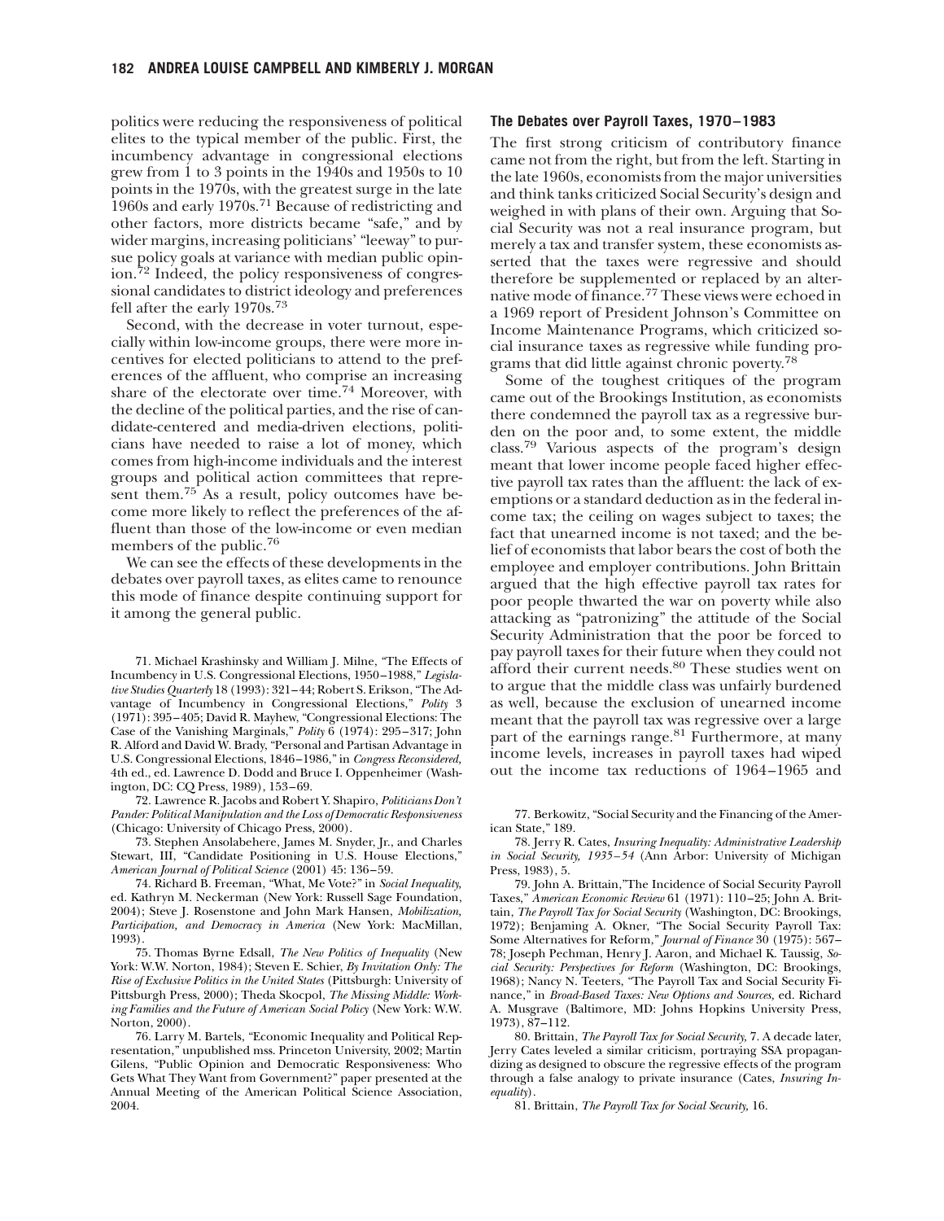politics were reducing the responsiveness of political elites to the typical member of the public. First, the incumbency advantage in congressional elections grew from 1 to 3 points in the 1940s and 1950s to 10 points in the 1970s, with the greatest surge in the late 1960s and early 1970s.[71] Because of redistricting and other factors, more districts became "safe," and by wider margins, increasing politicians' "leeway" to pursue policy goals at variance with median public opinion.[72] Indeed, the policy responsiveness of congressional candidates to district ideology and preferences fell after the early 1970s.[73]

Second, with the decrease in voter turnout, especially within low-income groups, there were more incentives for elected politicians to attend to the preferences of the affluent, who comprise an increasing share of the electorate over time.[74] Moreover, with the decline of the political parties, and the rise of candidate-centered and media-driven elections, politicians have needed to raise a lot of money, which comes from high-income individuals and the interest groups and political action committees that represent them.[75] As a result, policy outcomes have become more likely to reflect the preferences of the affluent than those of the low-income or even median members of the public.[76]

We can see the effects of these developments in the debates over payroll taxes, as elites came to renounce this mode of finance despite continuing support for it among the general public.

### The Debates over Payroll Taxes, 1970–1983

The first strong criticism of contributory finance came not from the right, but from the left. Starting in the late 1960s, economists from the major universities and think tanks criticized Social Security's design and weighed in with plans of their own. Arguing that Social Security was not a real insurance program, but merely a tax and transfer system, these economists asserted that the taxes were regressive and should therefore be supplemented or replaced by an alternative mode of finance.[77] These views were echoed in a 1969 report of President Johnson's Committee on Income Maintenance Programs, which criticized social insurance taxes as regressive while funding programs that did little against chronic poverty.[78]

Some of the toughest critiques of the program came out of the Brookings Institution, as economists there condemned the payroll tax as a regressive burden on the poor and, to some extent, the middle class.[79] Various aspects of the program's design meant that lower income people faced higher effective payroll tax rates than the affluent: the lack of exemptions or a standard deduction as in the federal income tax; the ceiling on wages subject to taxes; the fact that unearned income is not taxed; and the belief of economists that labor bears the cost of both the employee and employer contributions. John Brittain argued that the high effective payroll tax rates for poor people thwarted the war on poverty while also attacking as "patronizing" the attitude of the Social Security Administration that the poor be forced to pay payroll taxes for their future when they could not afford their current needs.[80] These studies went on to argue that the middle class was unfairly burdened as well, because the exclusion of unearned income meant that the payroll tax was regressive over a large part of the earnings range.[81] Furthermore, at many income levels, increases in payroll taxes had wiped out the income tax reductions of 1964–1965 and

71. Michael Krashinsky and William J. Milne, "The Effects of Incumbency in U.S. Congressional Elections, 1950–1988," *Legislative Studies Quarterly* 18 (1993): 321–44; Robert S. Erikson, "The Advantage of Incumbency in Congressional Elections," *Polity* 3 (1971): 395–405; David R. Mayhew, "Congressional Elections: The Case of the Vanishing Marginals," *Polity* 6 (1974): 295–317; John R. Alford and David W. Brady, "Personal and Partisan Advantage in U.S. Congressional Elections, 1846–1986," in *Congress Reconsidered*, 4th ed., ed. Lawrence D. Dodd and Bruce I. Oppenheimer (Washington, DC: CQ Press, 1989), 153–69.

72. Lawrence R. Jacobs and Robert Y. Shapiro, *Politicians Don't Pander: Political Manipulation and the Loss of Democratic Responsiveness* (Chicago: University of Chicago Press, 2000).

73. Stephen Ansolabehere, James M. Snyder, Jr., and Charles Stewart, III, "Candidate Positioning in U.S. House Elections," *American Journal of Political Science* (2001) 45: 136–59.

74. Richard B. Freeman, "What, Me Vote?" in *Social Inequality*, ed. Kathryn M. Neckerman (New York: Russell Sage Foundation, 2004); Steve J. Rosenstone and John Mark Hansen, *Mobilization, Participation, and Democracy in America* (New York: MacMillan, 1993).

75. Thomas Byrne Edsall, *The New Politics of Inequality* (New York: W.W. Norton, 1984); Steven E. Schier, *By Invitation Only: The Rise of Exclusive Politics in the United States* (Pittsburgh: University of Pittsburgh Press, 2000); Theda Skocpol, *The Missing Middle: Working Families and the Future of American Social Policy* (New York: W.W. Norton, 2000).

76. Larry M. Bartels, "Economic Inequality and Political Representation," unpublished mss. Princeton University, 2002; Martin Gilens, "Public Opinion and Democratic Responsiveness: Who Gets What They Want from Government?" paper presented at the Annual Meeting of the American Political Science Association, 2004.

77. Berkowitz, "Social Security and the Financing of the American State," 189.

78. Jerry R. Cates, *Insuring Inequality: Administrative Leadership in Social Security, 1935–54* (Ann Arbor: University of Michigan Press, 1983), 5.

79. John A. Brittain,"The Incidence of Social Security Payroll Taxes," *American Economic Review* 61 (1971): 110–25; John A. Brittain, *The Payroll Tax for Social Security* (Washington, DC: Brookings, 1972); Benjaming A. Okner, "The Social Security Payroll Tax: Some Alternatives for Reform," *Journal of Finance* 30 (1975): 567–78; Joseph Pechman, Henry J. Aaron, and Michael K. Taussig, *Social Security: Perspectives for Reform* (Washington, DC: Brookings, 1968); Nancy N. Teeters, "The Payroll Tax and Social Security Finance," in *Broad-Based Taxes: New Options and Sources*, ed. Richard A. Musgrave (Baltimore, MD: Johns Hopkins University Press, 1973), 87–112.

80. Brittain, *The Payroll Tax for Social Security*, 7. A decade later, Jerry Cates leveled a similar criticism, portraying SSA propagandizing as designed to obscure the regressive effects of the program through a false analogy to private insurance (Cates, *Insuring Inequality*).

81. Brittain, *The Payroll Tax for Social Security*, 16.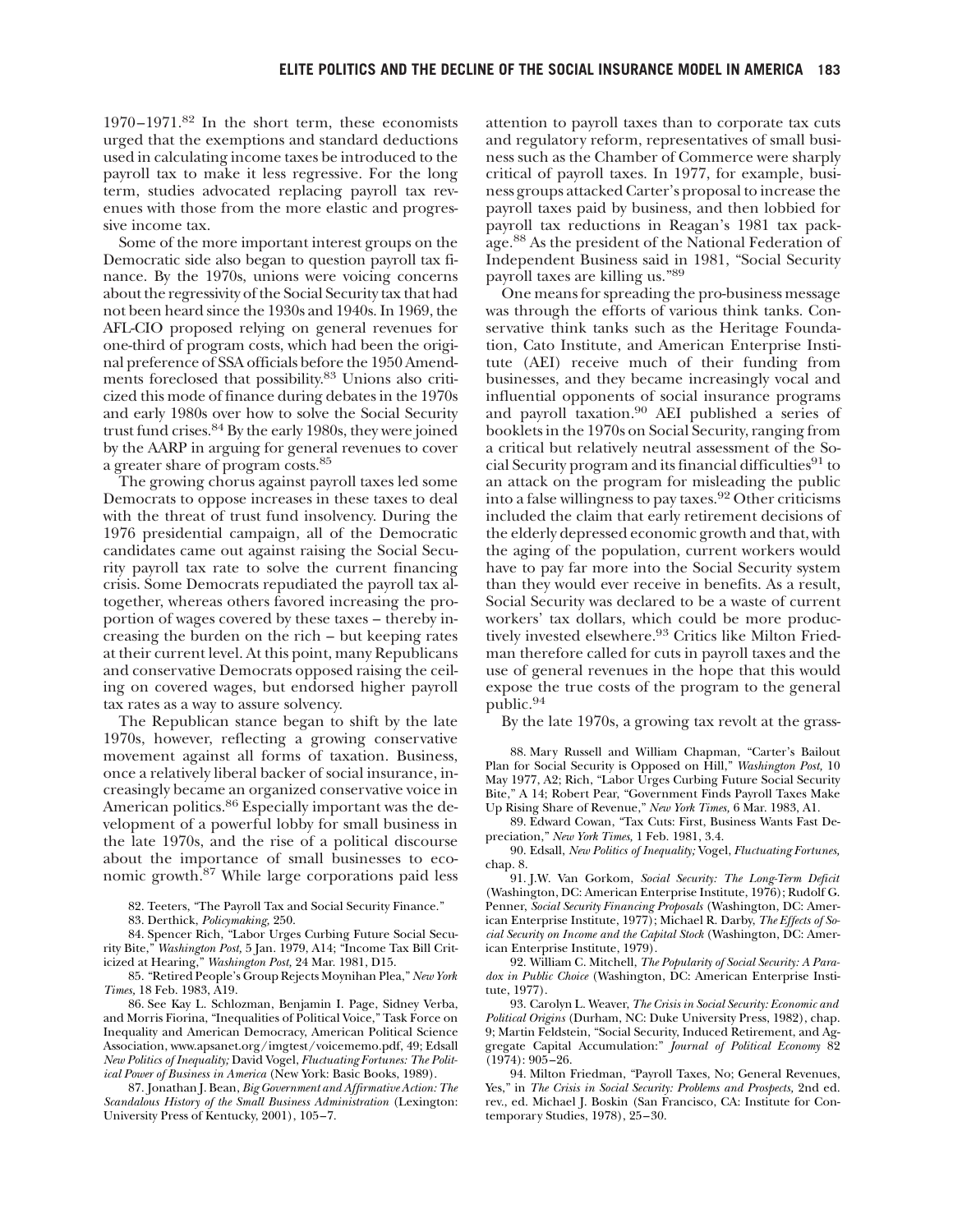1970–1971.[82] In the short term, these economists urged that the exemptions and standard deductions used in calculating income taxes be introduced to the payroll tax to make it less regressive. For the long term, studies advocated replacing payroll tax revenues with those from the more elastic and progressive income tax.

Some of the more important interest groups on the Democratic side also began to question payroll tax finance. By the 1970s, unions were voicing concerns about the regressivity of the Social Security tax that had not been heard since the 1930s and 1940s. In 1969, the AFL-CIO proposed relying on general revenues for one-third of program costs, which had been the original preference of SSA officials before the 1950 Amendments foreclosed that possibility.[83] Unions also criticized this mode of finance during debates in the 1970s and early 1980s over how to solve the Social Security trust fund crises.[84] By the early 1980s, they were joined by the AARP in arguing for general revenues to cover a greater share of program costs.[85]

The growing chorus against payroll taxes led some Democrats to oppose increases in these taxes to deal with the threat of trust fund insolvency. During the 1976 presidential campaign, all of the Democratic candidates came out against raising the Social Security payroll tax rate to solve the current financing crisis. Some Democrats repudiated the payroll tax altogether, whereas others favored increasing the proportion of wages covered by these taxes – thereby increasing the burden on the rich – but keeping rates at their current level. At this point, many Republicans and conservative Democrats opposed raising the ceiling on covered wages, but endorsed higher payroll tax rates as a way to assure solvency.

The Republican stance began to shift by the late 1970s, however, reflecting a growing conservative movement against all forms of taxation. Business, once a relatively liberal backer of social insurance, increasingly became an organized conservative voice in American politics.[86] Especially important was the development of a powerful lobby for small business in the late 1970s, and the rise of a political discourse about the importance of small businesses to economic growth.[87] While large corporations paid less attention to payroll taxes than to corporate tax cuts and regulatory reform, representatives of small business such as the Chamber of Commerce were sharply critical of payroll taxes. In 1977, for example, business groups attacked Carter's proposal to increase the payroll taxes paid by business, and then lobbied for payroll tax reductions in Reagan's 1981 tax package.[88] As the president of the National Federation of Independent Business said in 1981, "Social Security payroll taxes are killing us."[89]

One means for spreading the pro-business message was through the efforts of various think tanks. Conservative think tanks such as the Heritage Foundation, Cato Institute, and American Enterprise Institute (AEI) receive much of their funding from businesses, and they became increasingly vocal and influential opponents of social insurance programs and payroll taxation.[90] AEI published a series of booklets in the 1970s on Social Security, ranging from a critical but relatively neutral assessment of the Social Security program and its financial difficulties[91] to an attack on the program for misleading the public into a false willingness to pay taxes.[92] Other criticisms included the claim that early retirement decisions of the elderly depressed economic growth and that, with the aging of the population, current workers would have to pay far more into the Social Security system than they would ever receive in benefits. As a result, Social Security was declared to be a waste of current workers' tax dollars, which could be more productively invested elsewhere.[93] Critics like Milton Friedman therefore called for cuts in payroll taxes and the use of general revenues in the hope that this would expose the true costs of the program to the general public.[94]

By the late 1970s, a growing tax revolt at the grass-

82. Teeters, "The Payroll Tax and Social Security Finance."

83. Derthick, *Policymaking,* 250.

84. Spencer Rich, "Labor Urges Curbing Future Social Security Bite," *Washington Post,* 5 Jan. 1979, A14; "Income Tax Bill Criticized at Hearing," *Washington Post,* 24 Mar. 1981, D15.

85. "Retired People's Group Rejects Moynihan Plea," *New York Times,* 18 Feb. 1983, A19.

86. See Kay L. Schlozman, Benjamin I. Page, Sidney Verba, and Morris Fiorina, "Inequalities of Political Voice," Task Force on Inequality and American Democracy, American Political Science Association, www.apsanet.org/imgtest/voicememo.pdf, 49; Edsall *New Politics of Inequality;* David Vogel, *Fluctuating Fortunes: The Political Power of Business in America* (New York: Basic Books, 1989).

87. Jonathan J. Bean, *Big Government and Affirmative Action: The Scandalous History of the Small Business Administration* (Lexington: University Press of Kentucky, 2001), 105–7.

88. Mary Russell and William Chapman, "Carter's Bailout Plan for Social Security is Opposed on Hill," *Washington Post,* 10 May 1977, A2; Rich, "Labor Urges Curbing Future Social Security Bite," A 14; Robert Pear, "Government Finds Payroll Taxes Make Up Rising Share of Revenue," *New York Times,* 6 Mar. 1983, A1.

89. Edward Cowan, "Tax Cuts: First, Business Wants Fast Depreciation," *New York Times,* 1 Feb. 1981, 3.4.

90. Edsall, *New Politics of Inequality;* Vogel, *Fluctuating Fortunes,* chap. 8.

91. J.W. Van Gorkom, *Social Security: The Long-Term Deficit* (Washington, DC: American Enterprise Institute, 1976); Rudolf G. Penner, *Social Security Financing Proposals* (Washington, DC: American Enterprise Institute, 1977); Michael R. Darby, *The Effects of Social Security on Income and the Capital Stock* (Washington, DC: American Enterprise Institute, 1979).

92. William C. Mitchell, *The Popularity of Social Security: A Paradox in Public Choice* (Washington, DC: American Enterprise Institute, 1977).

93. Carolyn L. Weaver, *The Crisis in Social Security: Economic and Political Origins* (Durham, NC: Duke University Press, 1982), chap. 9; Martin Feldstein, "Social Security, Induced Retirement, and Aggregate Capital Accumulation:" *Journal of Political Economy* 82 (1974): 905–26.

94. Milton Friedman, "Payroll Taxes, No; General Revenues, Yes," in *The Crisis in Social Security: Problems and Prospects,* 2nd ed. rev., ed. Michael J. Boskin (San Francisco, CA: Institute for Contemporary Studies, 1978), 25–30.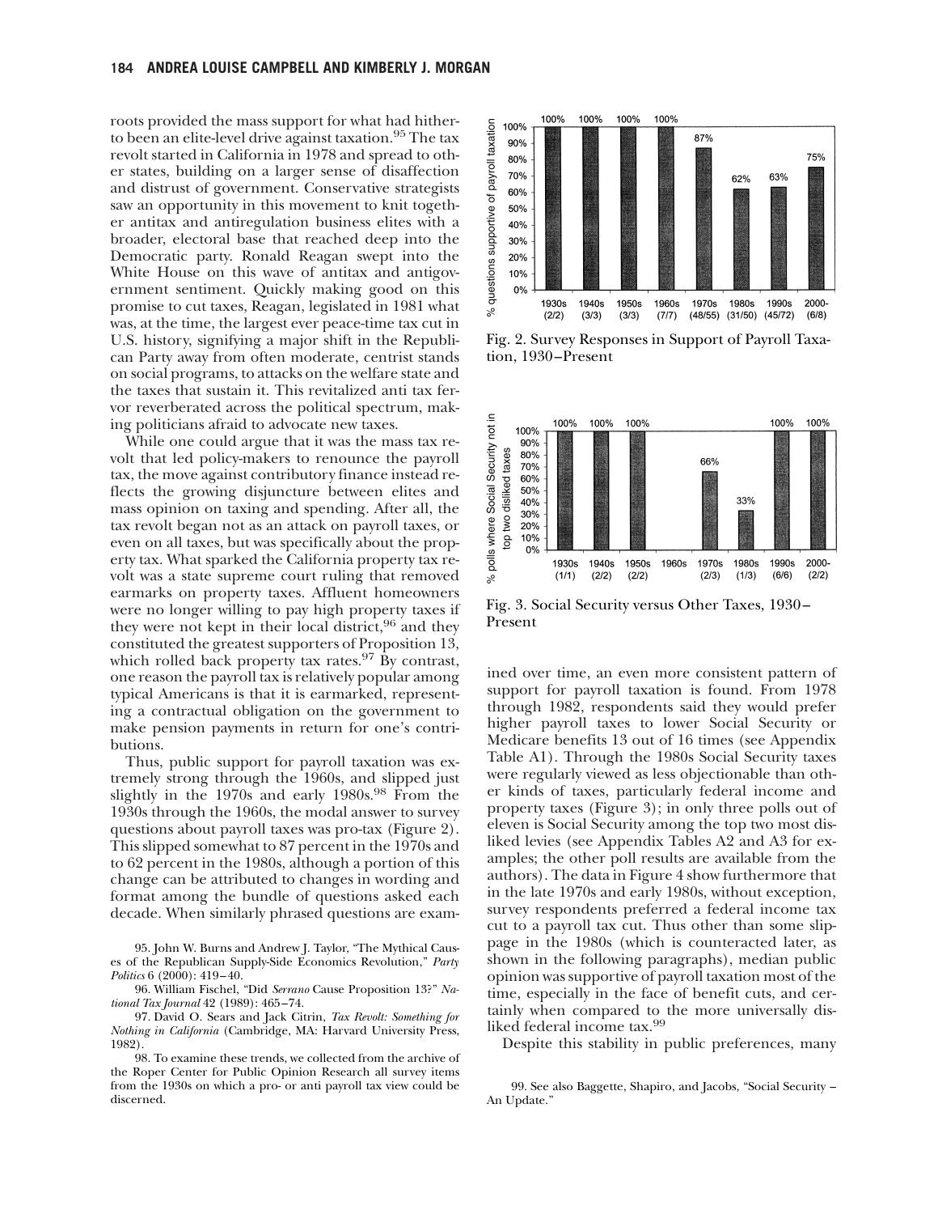roots provided the mass support for what had hitherto been an elite-level drive against taxation.[95] The tax revolt started in California in 1978 and spread to other states, building on a larger sense of disaffection and distrust of government. Conservative strategists saw an opportunity in this movement to knit together antitax and antiregulation business elites with a broader, electoral base that reached deep into the Democratic party. Ronald Reagan swept into the White House on this wave of antitax and antigovernment sentiment. Quickly making good on this promise to cut taxes, Reagan, legislated in 1981 what was, at the time, the largest ever peace-time tax cut in U.S. history, signifying a major shift in the Republican Party away from often moderate, centrist stands on social programs, to attacks on the welfare state and the taxes that sustain it. This revitalized anti tax fervor reverberated across the political spectrum, making politicians afraid to advocate new taxes.

While one could argue that it was the mass tax revolt that led policy-makers to renounce the payroll tax, the move against contributory finance instead reflects the growing disjuncture between elites and mass opinion on taxing and spending. After all, the tax revolt began not as an attack on payroll taxes, or even on all taxes, but was specifically about the property tax. What sparked the California property tax revolt was a state supreme court ruling that removed earmarks on property taxes. Affluent homeowners were no longer willing to pay high property taxes if they were not kept in their local district,[96] and they constituted the greatest supporters of Proposition 13, which rolled back property tax rates.[97] By contrast, one reason the payroll tax is relatively popular among typical Americans is that it is earmarked, representing a contractual obligation on the government to make pension payments in return for one's contributions.

Thus, public support for payroll taxation was extremely strong through the 1960s, and slipped just slightly in the 1970s and early 1980s.[98] From the 1930s through the 1960s, the modal answer to survey questions about payroll taxes was pro-tax (Figure 2). This slipped somewhat to 87 percent in the 1970s and to 62 percent in the 1980s, although a portion of this change can be attributed to changes in wording and format among the bundle of questions asked each decade. When similarly phrased questions are examined over time, an even more consistent pattern of support for payroll taxation is found. From 1978 through 1982, respondents said they would prefer higher payroll taxes to lower Social Security or Medicare benefits 13 out of 16 times (see Appendix Table A1). Through the 1980s Social Security taxes were regularly viewed as less objectionable than other kinds of taxes, particularly federal income and property taxes (Figure 3); in only three polls out of eleven is Social Security among the top two most disliked levies (see Appendix Tables A2 and A3 for examples; the other poll results are available from the authors). The data in Figure 4 show furthermore that in the late 1970s and early 1980s, without exception, survey respondents preferred a federal income tax cut to a payroll tax cut. Thus other than some slippage in the 1980s (which is counteracted later, as shown in the following paragraphs), median public opinion was supportive of payroll taxation most of the time, especially in the face of benefit cuts, and certainly when compared to the more universally disliked federal income tax.[99]

| Decade | % questions supportive of payroll taxation |
|---|---|
| 1930s (2/2) | 100% |
| 1940s (3/3) | 100% |
| 1950s (3/3) | 100% |
| 1960s (7/7) | 100% |
| 1970s (48/55) | 87% |
| 1980s (31/50) | 62% |
| 1990s (45/72) | 63% |
| 2000- (6/8) | 75% |

Fig. 2. Survey Responses in Support of Payroll Taxation, 1930–Present

| Decade | % polls where Social Security not in top two disliked taxes |
|---|---|
| 1930s (1/1) | 100% |
| 1940s (2/2) | 100% |
| 1950s (2/2) | 100% |
| 1960s | |
| 1970s (2/3) | 66% |
| 1980s (1/3) | 33% |
| 1990s (6/6) | 100% |
| 2000- (2/2) | 100% |

Fig. 3. Social Security versus Other Taxes, 1930–Present

Despite this stability in public preferences, many

95. John W. Burns and Andrew J. Taylor, "The Mythical Causes of the Republican Supply-Side Economics Revolution," *Party Politics* 6 (2000): 419–40.

96. William Fischel, "Did *Serrano* Cause Proposition 13?" *National Tax Journal* 42 (1989): 465–74.

97. David O. Sears and Jack Citrin, *Tax Revolt: Something for Nothing in California* (Cambridge, MA: Harvard University Press, 1982).

98. To examine these trends, we collected from the archive of the Roper Center for Public Opinion Research all survey items from the 1930s on which a pro- or anti payroll tax view could be discerned.

99. See also Baggette, Shapiro, and Jacobs, "Social Security – An Update."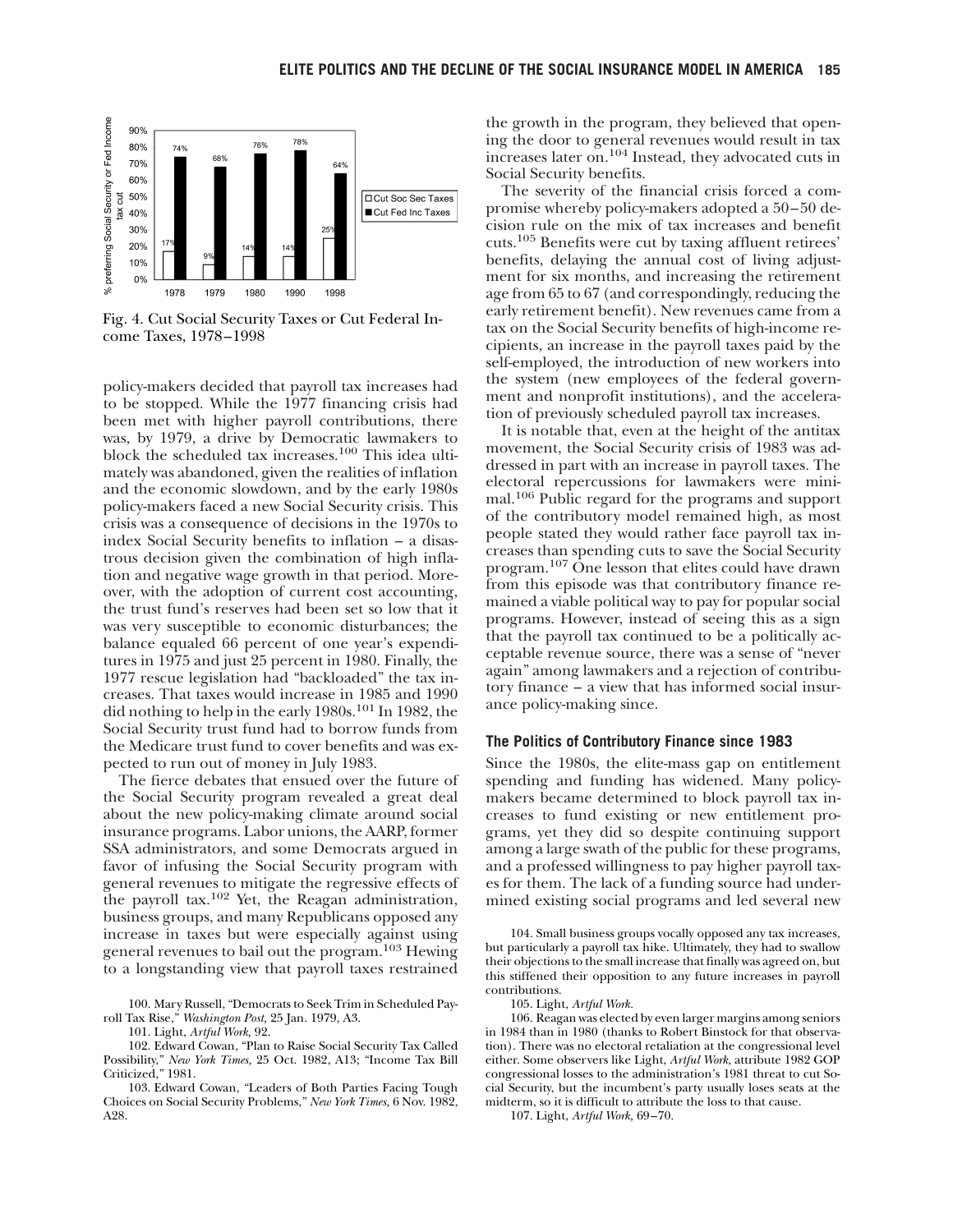| | 1978 | 1979 | 1980 | 1990 | 1998 |
|---|---|---|---|---|---|
| Cut Soc Sec Taxes | 17% | 9% | 14% | 14% | 25% |
| Cut Fed Inc Taxes | 74% | 68% | 76% | 78% | 64% |

Fig. 4. Cut Social Security Taxes or Cut Federal Income Taxes, 1978–1998

policy-makers decided that payroll tax increases had to be stopped. While the 1977 financing crisis had been met with higher payroll contributions, there was, by 1979, a drive by Democratic lawmakers to block the scheduled tax increases.[100] This idea ultimately was abandoned, given the realities of inflation and the economic slowdown, and by the early 1980s policy-makers faced a new Social Security crisis. This crisis was a consequence of decisions in the 1970s to index Social Security benefits to inflation – a disastrous decision given the combination of high inflation and negative wage growth in that period. Moreover, with the adoption of current cost accounting, the trust fund's reserves had been set so low that it was very susceptible to economic disturbances; the balance equaled 66 percent of one year's expenditures in 1975 and just 25 percent in 1980. Finally, the 1977 rescue legislation had "backloaded" the tax increases. That taxes would increase in 1985 and 1990 did nothing to help in the early 1980s.[101] In 1982, the Social Security trust fund had to borrow funds from the Medicare trust fund to cover benefits and was expected to run out of money in July 1983.

The fierce debates that ensued over the future of the Social Security program revealed a great deal about the new policy-making climate around social insurance programs. Labor unions, the AARP, former SSA administrators, and some Democrats argued in favor of infusing the Social Security program with general revenues to mitigate the regressive effects of the payroll tax.[102] Yet, the Reagan administration, business groups, and many Republicans opposed any increase in taxes but were especially against using general revenues to bail out the program.[103] Hewing to a longstanding view that payroll taxes restrained the growth in the program, they believed that opening the door to general revenues would result in tax increases later on.[104] Instead, they advocated cuts in Social Security benefits.

The severity of the financial crisis forced a compromise whereby policy-makers adopted a 50–50 decision rule on the mix of tax increases and benefit cuts.[105] Benefits were cut by taxing affluent retirees' benefits, delaying the annual cost of living adjustment for six months, and increasing the retirement age from 65 to 67 (and correspondingly, reducing the early retirement benefit). New revenues came from a tax on the Social Security benefits of high-income recipients, an increase in the payroll taxes paid by the self-employed, the introduction of new workers into the system (new employees of the federal government and nonprofit institutions), and the acceleration of previously scheduled payroll tax increases.

It is notable that, even at the height of the antitax movement, the Social Security crisis of 1983 was addressed in part with an increase in payroll taxes. The electoral repercussions for lawmakers were minimal.[106] Public regard for the programs and support of the contributory model remained high, as most people stated they would rather face payroll tax increases than spending cuts to save the Social Security program.[107] One lesson that elites could have drawn from this episode was that contributory finance remained a viable political way to pay for popular social programs. However, instead of seeing this as a sign that the payroll tax continued to be a politically acceptable revenue source, there was a sense of "never again" among lawmakers and a rejection of contributory finance – a view that has informed social insurance policy-making since.

### The Politics of Contributory Finance since 1983

Since the 1980s, the elite-mass gap on entitlement spending and funding has widened. Many policy-makers became determined to block payroll tax increases to fund existing or new entitlement programs, yet they did so despite continuing support among a large swath of the public for these programs, and a professed willingness to pay higher payroll taxes for them. The lack of a funding source had undermined existing social programs and led several new

100. Mary Russell, "Democrats to Seek Trim in Scheduled Payroll Tax Rise," *Washington Post*, 25 Jan. 1979, A3.

101. Light, *Artful Work*, 92.

102. Edward Cowan, "Plan to Raise Social Security Tax Called Possibility," *New York Times*, 25 Oct. 1982, A13; "Income Tax Bill Criticized," 1981.

103. Edward Cowan, "Leaders of Both Parties Facing Tough Choices on Social Security Problems," *New York Times*, 6 Nov. 1982, A28.

104. Small business groups vocally opposed any tax increases, but particularly a payroll tax hike. Ultimately, they had to swallow their objections to the small increase that finally was agreed on, but this stiffened their opposition to any future increases in payroll contributions.

105. Light, *Artful Work*.

106. Reagan was elected by even larger margins among seniors in 1984 than in 1980 (thanks to Robert Binstock for that observation). There was no electoral retaliation at the congressional level either. Some observers like Light, *Artful Work*, attribute 1982 GOP congressional losses to the administration's 1981 threat to cut Social Security, but the incumbent's party usually loses seats at the midterm, so it is difficult to attribute the loss to that cause.

107. Light, *Artful Work*, 69–70.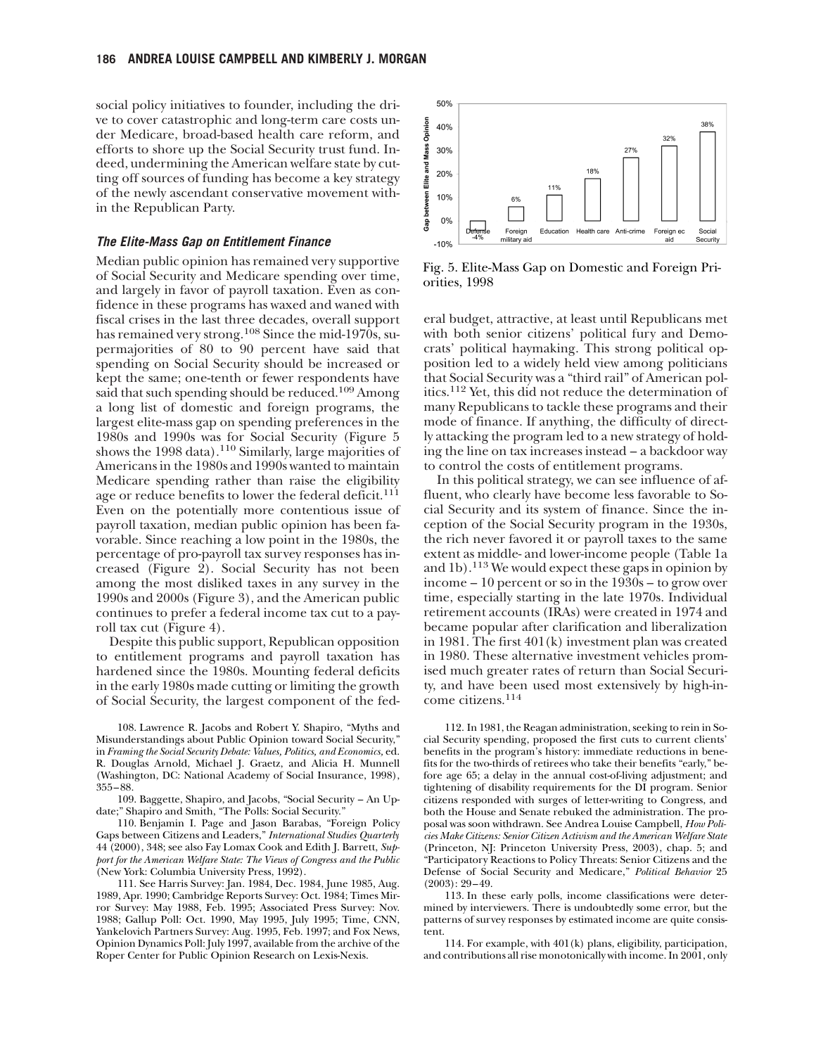social policy initiatives to founder, including the drive to cover catastrophic and long-term care costs under Medicare, broad-based health care reform, and efforts to shore up the Social Security trust fund. Indeed, undermining the American welfare state by cutting off sources of funding has become a key strategy of the newly ascendant conservative movement within the Republican Party.

### *The Elite-Mass Gap on Entitlement Finance*

Median public opinion has remained very supportive of Social Security and Medicare spending over time, and largely in favor of payroll taxation. Even as confidence in these programs has waxed and waned with fiscal crises in the last three decades, overall support has remained very strong.[108] Since the mid-1970s, supermajorities of 80 to 90 percent have said that spending on Social Security should be increased or kept the same; one-tenth or fewer respondents have said that such spending should be reduced.[109] Among a long list of domestic and foreign programs, the largest elite-mass gap on spending preferences in the 1980s and 1990s was for Social Security (Figure 5 shows the 1998 data).[110] Similarly, large majorities of Americans in the 1980s and 1990s wanted to maintain Medicare spending rather than raise the eligibility age or reduce benefits to lower the federal deficit.[111] Even on the potentially more contentious issue of payroll taxation, median public opinion has been favorable. Since reaching a low point in the 1980s, the percentage of pro-payroll tax survey responses has increased (Figure 2). Social Security has not been among the most disliked taxes in any survey in the 1990s and 2000s (Figure 3), and the American public continues to prefer a federal income tax cut to a payroll tax cut (Figure 4).

Despite this public support, Republican opposition to entitlement programs and payroll taxation has hardened since the 1980s. Mounting federal deficits in the early 1980s made cutting or limiting the growth of Social Security, the largest component of the federal budget, attractive, at least until Republicans met with both senior citizens' political fury and Democrats' political haymaking. This strong political opposition led to a widely held view among politicians that Social Security was a "third rail" of American politics.[112] Yet, this did not reduce the determination of many Republicans to tackle these programs and their mode of finance. If anything, the difficulty of directly attacking the program led to a new strategy of holding the line on tax increases instead – a backdoor way to control the costs of entitlement programs.

| | Defense | Foreign military aid | Education | Health care | Anti-crime | Foreign ec aid | Social Security |
|---|---|---|---|---|---|---|---|
| Gap between Elite and Mass Opinion | -4% | 6% | 11% | 18% | 27% | 32% | 38% |

Fig. 5. Elite-Mass Gap on Domestic and Foreign Priorities, 1998

In this political strategy, we can see influence of affluent, who clearly have become less favorable to Social Security and its system of finance. Since the inception of the Social Security program in the 1930s, the rich never favored it or payroll taxes to the same extent as middle- and lower-income people (Table 1a and 1b).[113] We would expect these gaps in opinion by income – 10 percent or so in the 1930s – to grow over time, especially starting in the late 1970s. Individual retirement accounts (IRAs) were created in 1974 and became popular after clarification and liberalization in 1981. The first 401(k) investment plan was created in 1980. These alternative investment vehicles promised much greater rates of return than Social Security, and have been used most extensively by high-income citizens.[114]

108. Lawrence R. Jacobs and Robert Y. Shapiro, "Myths and Misunderstandings about Public Opinion toward Social Security," in *Framing the Social Security Debate: Values, Politics, and Economics*, ed. R. Douglas Arnold, Michael J. Graetz, and Alicia H. Munnell (Washington, DC: National Academy of Social Insurance, 1998), 355–88.

109. Baggette, Shapiro, and Jacobs, "Social Security – An Update;" Shapiro and Smith, "The Polls: Social Security."

110. Benjamin I. Page and Jason Barabas, "Foreign Policy Gaps between Citizens and Leaders," *International Studies Quarterly* 44 (2000), 348; see also Fay Lomax Cook and Edith J. Barrett, *Support for the American Welfare State: The Views of Congress and the Public* (New York: Columbia University Press, 1992).

111. See Harris Survey: Jan. 1984, Dec. 1984, June 1985, Aug. 1989, Apr. 1990; Cambridge Reports Survey: Oct. 1984; Times Mirror Survey: May 1988, Feb. 1995; Associated Press Survey: Nov. 1988; Gallup Poll: Oct. 1990, May 1995, July 1995; Time, CNN, Yankelovich Partners Survey: Aug. 1995, Feb. 1997; and Fox News, Opinion Dynamics Poll: July 1997, available from the archive of the Roper Center for Public Opinion Research on Lexis-Nexis.

112. In 1981, the Reagan administration, seeking to rein in Social Security spending, proposed the first cuts to current clients' benefits in the program's history: immediate reductions in benefits for the two-thirds of retirees who take their benefits "early," before age 65; a delay in the annual cost-of-living adjustment; and tightening of disability requirements for the DI program. Senior citizens responded with surges of letter-writing to Congress, and both the House and Senate rebuked the administration. The proposal was soon withdrawn. See Andrea Louise Campbell, *How Policies Make Citizens: Senior Citizen Activism and the American Welfare State* (Princeton, NJ: Princeton University Press, 2003), chap. 5; and "Participatory Reactions to Policy Threats: Senior Citizens and the Defense of Social Security and Medicare," *Political Behavior* 25 (2003): 29–49.

113. In these early polls, income classifications were determined by interviewers. There is undoubtedly some error, but the patterns of survey responses by estimated income are quite consistent.

114. For example, with 401(k) plans, eligibility, participation, and contributions all rise monotonically with income. In 2001, only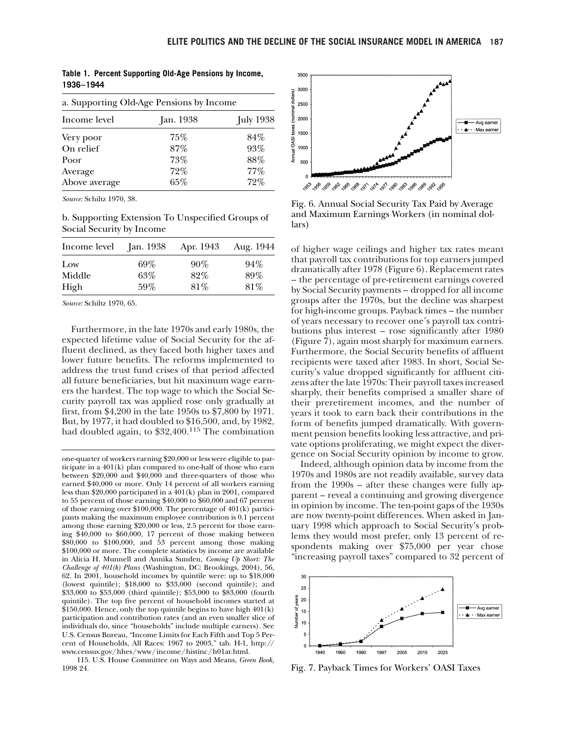**Table 1. Percent Supporting Old-Age Pensions by Income, 1936–1944**

a. Supporting Old-Age Pensions by Income

| Income level | Jan. 1938 | July 1938 |
|---|---|---|
| Very poor | 75% | 84% |
| On relief | 87% | 93% |
| Poor | 73% | 88% |
| Average | 72% | 77% |
| Above average | 65% | 72% |

*Source:* Schiltz 1970, 38.

b. Supporting Extension To Unspecified Groups of Social Security by Income

| Income level | Jan. 1938 | Apr. 1943 | Aug. 1944 |
|---|---|---|---|
| Low | 69% | 90% | 94% |
| Middle | 63% | 82% | 89% |
| High | 59% | 81% | 81% |

*Source:* Schiltz 1970, 65.

Furthermore, in the late 1970s and early 1980s, the expected lifetime value of Social Security for the affluent declined, as they faced both higher taxes and lower future benefits. The reforms implemented to address the trust fund crises of that period affected all future beneficiaries, but hit maximum wage earners the hardest. The top wage to which the Social Security payroll tax was applied rose only gradually at first, from $4,200 in the late 1950s to $7,800 by 1971. But, by 1977, it had doubled to $16,500, and, by 1982, had doubled again, to $32,400.[115] The combination of higher wage ceilings and higher tax rates meant that payroll tax contributions for top earners jumped dramatically after 1978 (Figure 6). Replacement rates – the percentage of pre-retirement earnings covered by Social Security payments – dropped for all income groups after the 1970s, but the decline was sharpest for high-income groups. Payback times – the number of years necessary to recover one's payroll tax contributions plus interest – rose significantly after 1980 (Figure 7), again most sharply for maximum earners. Furthermore, the Social Security benefits of affluent recipients were taxed after 1983. In short, Social Security's value dropped significantly for affluent citizens after the late 1970s: Their payroll taxes increased sharply, their benefits comprised a smaller share of their preretirement incomes, and the number of years it took to earn back their contributions in the form of benefits jumped dramatically. With government pension benefits looking less attractive, and private options proliferating, we might expect the divergence on Social Security opinion by income to grow.

Fig. 6. Annual Social Security Tax Paid by Average and Maximum Earnings Workers (in nominal dollars)

Indeed, although opinion data by income from the 1970s and 1980s are not readily available, survey data from the 1990s – after these changes were fully apparent – reveal a continuing and growing divergence in opinion by income. The ten-point gaps of the 1930s are now twenty-point differences. When asked in January 1998 which approach to Social Security's problems they would most prefer, only 13 percent of respondents making over $75,000 per year chose "increasing payroll taxes" compared to 32 percent of

Fig. 7. Payback Times for Workers' OASI Taxes

one-quarter of workers earning $20,000 or less were eligible to participate in a 401(k) plan compared to one-half of those who earn between $20,000 and $40,000 and three-quarters of those who earned $40,000 or more. Only 14 percent of all workers earning less than $20,000 participated in a 401(k) plan in 2001, compared to 55 percent of those earning $40,000 to $60,000 and 67 percent of those earning over $100,000. The percentage of 401(k) participants making the maximum employee contribution is 0.1 percent among those earning $20,000 or less, 2.5 percent for those earning $40,000 to $60,000, 17 percent of those making between $80,000 to $100,000, and 53 percent among those making $100,000 or more. The complete statistics by income are available in Alicia H. Munnell and Annika Sunden, *Coming Up Short: The Challenge of 401(k) Plans* (Washington, DC: Brookings, 2004), 56, 62. In 2001, household incomes by quintile were: up to $18,000 (lowest quintile); $18,000 to $33,000 (second quintile); and $33,000 to $53,000 (third quintile); $53,000 to $83,000 (fourth quintile). The top five percent of household incomes started at $150,000. Hence, only the top quintile begins to have high 401(k) participation and contribution rates (and an even smaller slice of individuals do, since "households" include multiple earners). See U.S. Census Bureau, "Income Limits for Each Fifth and Top 5 Percent of Households, All Races: 1967 to 2003," tab. H-1, http://www.census.gov/hhes/www/income/histinc/h01ar.html.

115. U.S. House Committee on Ways and Means, *Green Book,* 1998 24.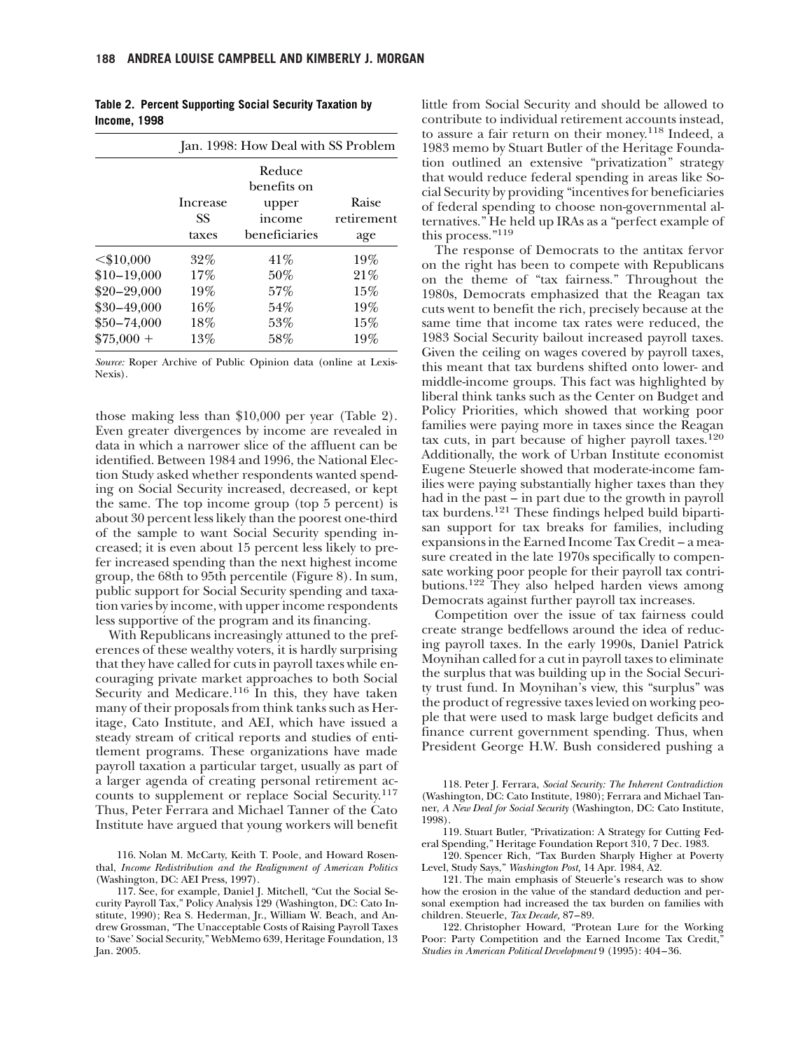**Table 2. Percent Supporting Social Security Taxation by Income, 1998**

| | Jan. 1998: How Deal with SS Problem | | |
|---|---|---|---|
| | Increase SS taxes | Reduce benefits on upper income beneficiaries | Raise retirement age |
| <$10,000 | 32% | 41% | 19% |
| $10–19,000 | 17% | 50% | 21% |
| $20–29,000 | 19% | 57% | 15% |
| $30–49,000 | 16% | 54% | 19% |
| $50–74,000 | 18% | 53% | 15% |
| $75,000 + | 13% | 58% | 19% |

*Source:* Roper Archive of Public Opinion data (online at Lexis-Nexis).

those making less than $10,000 per year (Table 2). Even greater divergences by income are revealed in data in which a narrower slice of the affluent can be identified. Between 1984 and 1996, the National Election Study asked whether respondents wanted spending on Social Security increased, decreased, or kept the same. The top income group (top 5 percent) is about 30 percent less likely than the poorest one-third of the sample to want Social Security spending increased; it is even about 15 percent less likely to prefer increased spending than the next highest income group, the 68th to 95th percentile (Figure 8). In sum, public support for Social Security spending and taxation varies by income, with upper income respondents less supportive of the program and its financing.

With Republicans increasingly attuned to the preferences of these wealthy voters, it is hardly surprising that they have called for cuts in payroll taxes while encouraging private market approaches to both Social Security and Medicare.[116] In this, they have taken many of their proposals from think tanks such as Heritage, Cato Institute, and AEI, which have issued a steady stream of critical reports and studies of entitlement programs. These organizations have made payroll taxation a particular target, usually as part of a larger agenda of creating personal retirement accounts to supplement or replace Social Security.[117] Thus, Peter Ferrara and Michael Tanner of the Cato Institute have argued that young workers will benefit little from Social Security and should be allowed to contribute to individual retirement accounts instead, to assure a fair return on their money.[118] Indeed, a 1983 memo by Stuart Butler of the Heritage Foundation outlined an extensive "privatization" strategy that would reduce federal spending in areas like Social Security by providing "incentives for beneficiaries of federal spending to choose non-governmental alternatives." He held up IRAs as a "perfect example of this process."[119]

The response of Democrats to the antitax fervor on the right has been to compete with Republicans on the theme of "tax fairness." Throughout the 1980s, Democrats emphasized that the Reagan tax cuts went to benefit the rich, precisely because at the same time that income tax rates were reduced, the 1983 Social Security bailout increased payroll taxes. Given the ceiling on wages covered by payroll taxes, this meant that tax burdens shifted onto lower- and middle-income groups. This fact was highlighted by liberal think tanks such as the Center on Budget and Policy Priorities, which showed that working poor families were paying more in taxes since the Reagan tax cuts, in part because of higher payroll taxes.[120] Additionally, the work of Urban Institute economist Eugene Steuerle showed that moderate-income families were paying substantially higher taxes than they had in the past – in part due to the growth in payroll tax burdens.[121] These findings helped build bipartisan support for tax breaks for families, including expansions in the Earned Income Tax Credit – a measure created in the late 1970s specifically to compensate working poor people for their payroll tax contributions.[122] They also helped harden views among Democrats against further payroll tax increases.

Competition over the issue of tax fairness could create strange bedfellows around the idea of reducing payroll taxes. In the early 1990s, Daniel Patrick Moynihan called for a cut in payroll taxes to eliminate the surplus that was building up in the Social Security trust fund. In Moynihan's view, this "surplus" was the product of regressive taxes levied on working people that were used to mask large budget deficits and finance current government spending. Thus, when President George H.W. Bush considered pushing a

116. Nolan M. McCarty, Keith T. Poole, and Howard Rosenthal, *Income Redistribution and the Realignment of American Politics* (Washington, DC: AEI Press, 1997).

117. See, for example, Daniel J. Mitchell, "Cut the Social Security Payroll Tax," Policy Analysis 129 (Washington, DC: Cato Institute, 1990); Rea S. Hederman, Jr., William W. Beach, and Andrew Grossman, "The Unacceptable Costs of Raising Payroll Taxes to 'Save' Social Security," WebMemo 639, Heritage Foundation, 13 Jan. 2005.

118. Peter J. Ferrara, *Social Security: The Inherent Contradiction* (Washington, DC: Cato Institute, 1980); Ferrara and Michael Tanner, *A New Deal for Social Security* (Washington, DC: Cato Institute, 1998).

119. Stuart Butler, "Privatization: A Strategy for Cutting Federal Spending," Heritage Foundation Report 310, 7 Dec. 1983.

120. Spencer Rich, "Tax Burden Sharply Higher at Poverty Level, Study Says," *Washington Post,* 14 Apr. 1984, A2.

121. The main emphasis of Steuerle's research was to show how the erosion in the value of the standard deduction and personal exemption had increased the tax burden on families with children. Steuerle, *Tax Decade,* 87–89.

122. Christopher Howard, "Protean Lure for the Working Poor: Party Competition and the Earned Income Tax Credit," *Studies in American Political Development* 9 (1995): 404–36.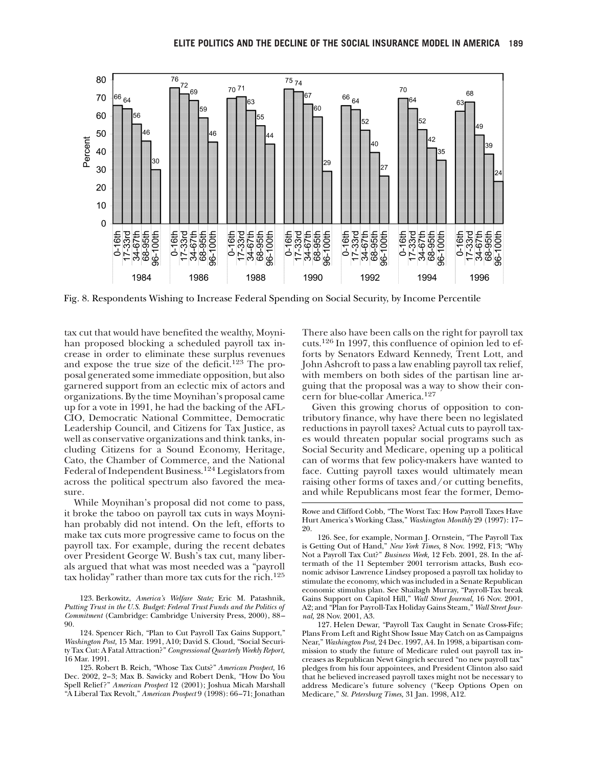Fig. 8. Respondents Wishing to Increase Federal Spending on Social Security, by Income Percentile

tax cut that would have benefited the wealthy, Moynihan proposed blocking a scheduled payroll tax increase in order to eliminate these surplus revenues and expose the true size of the deficit.[123] The proposal generated some immediate opposition, but also garnered support from an eclectic mix of actors and organizations. By the time Moynihan's proposal came up for a vote in 1991, he had the backing of the AFL-CIO, Democratic National Committee, Democratic Leadership Council, and Citizens for Tax Justice, as well as conservative organizations and think tanks, including Citizens for a Sound Economy, Heritage, Cato, the Chamber of Commerce, and the National Federal of Independent Business.[124] Legislators from across the political spectrum also favored the measure.

While Moynihan's proposal did not come to pass, it broke the taboo on payroll tax cuts in ways Moynihan probably did not intend. On the left, efforts to make tax cuts more progressive came to focus on the payroll tax. For example, during the recent debates over President George W. Bush's tax cut, many liberals argued that what was most needed was a "payroll tax holiday" rather than more tax cuts for the rich.[125] There also have been calls on the right for payroll tax cuts.[126] In 1997, this confluence of opinion led to efforts by Senators Edward Kennedy, Trent Lott, and John Ashcroft to pass a law enabling payroll tax relief, with members on both sides of the partisan line arguing that the proposal was a way to show their concern for blue-collar America.[127]

Given this growing chorus of opposition to contributory finance, why have there been no legislated reductions in payroll taxes? Actual cuts to payroll taxes would threaten popular social programs such as Social Security and Medicare, opening up a political can of worms that few policy-makers have wanted to face. Cutting payroll taxes would ultimately mean raising other forms of taxes and/or cutting benefits, and while Republicans most fear the former, Demo-

123. Berkowitz, *America's Welfare State;* Eric M. Patashnik, *Putting Trust in the U.S. Budget: Federal Trust Funds and the Politics of Commitment* (Cambridge: Cambridge University Press, 2000), 88–90.

124. Spencer Rich, "Plan to Cut Payroll Tax Gains Support," *Washington Post,* 15 Mar. 1991, A10; David S. Cloud, "Social Security Tax Cut: A Fatal Attraction?" *Congressional Quarterly Weekly Report,* 16 Mar. 1991.

125. Robert B. Reich, "Whose Tax Cuts?" *American Prospect,* 16 Dec. 2002, 2–3; Max B. Sawicky and Robert Denk, "How Do You Spell Relief?" *American Prospect* 12 (2001); Joshua Micah Marshall "A Liberal Tax Revolt," *American Prospect* 9 (1998): 66–71; Jonathan Rowe and Clifford Cobb, "The Worst Tax: How Payroll Taxes Have Hurt America's Working Class," *Washington Monthly* 29 (1997): 17–20.

126. See, for example, Norman J. Ornstein, "The Payroll Tax is Getting Out of Hand," *New York Times,* 8 Nov. 1992, F13; "Why Not a Payroll Tax Cut?" *Business Week,* 12 Feb. 2001, 28. In the aftermath of the 11 September 2001 terrorism attacks, Bush economic advisor Lawrence Lindsey proposed a payroll tax holiday to stimulate the economy, which was included in a Senate Republican economic stimulus plan. See Shailagh Murray, "Payroll-Tax break Gains Support on Capitol Hill," *Wall Street Journal,* 16 Nov. 2001, A2; and "Plan for Payroll-Tax Holiday Gains Steam," *Wall Street Journal,* 28 Nov. 2001, A3.

127. Helen Dewar, "Payroll Tax Caught in Senate Cross-Fife; Plans From Left and Right Show Issue May Catch on as Campaigns Near," *Washington Post,* 24 Dec. 1997, A4. In 1998, a bipartisan commission to study the future of Medicare ruled out payroll tax increases as Republican Newt Gingrich secured "no new payroll tax" pledges from his four appointees, and President Clinton also said that he believed increased payroll taxes might not be necessary to address Medicare's future solvency ("Keep Options Open on Medicare," *St. Petersburg Times,* 31 Jan. 1998, A12.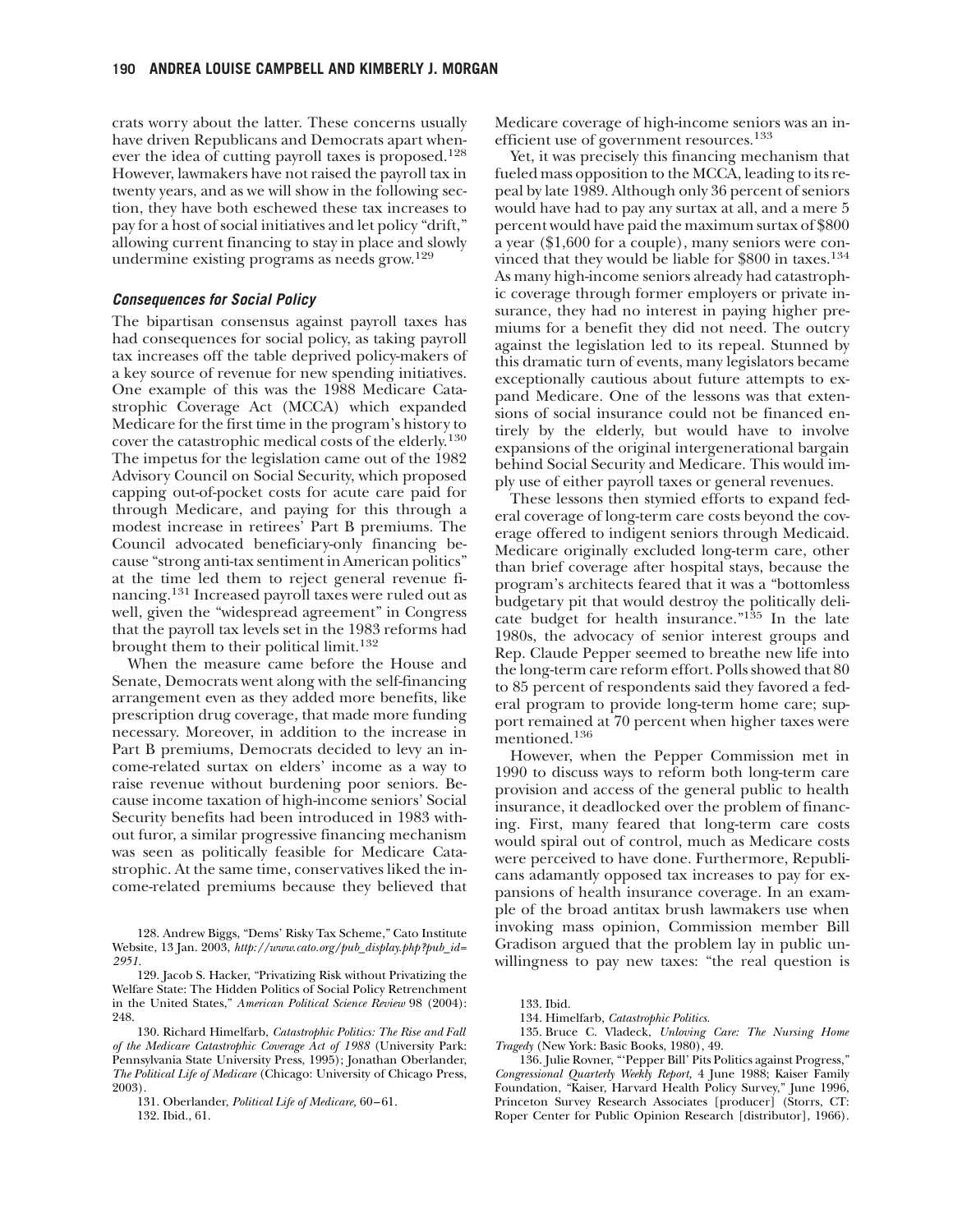crats worry about the latter. These concerns usually have driven Republicans and Democrats apart whenever the idea of cutting payroll taxes is proposed.[128] However, lawmakers have not raised the payroll tax in twenty years, and as we will show in the following section, they have both eschewed these tax increases to pay for a host of social initiatives and let policy "drift," allowing current financing to stay in place and slowly undermine existing programs as needs grow.[129]

### *Consequences for Social Policy*

The bipartisan consensus against payroll taxes has had consequences for social policy, as taking payroll tax increases off the table deprived policy-makers of a key source of revenue for new spending initiatives. One example of this was the 1988 Medicare Catastrophic Coverage Act (MCCA) which expanded Medicare for the first time in the program's history to cover the catastrophic medical costs of the elderly.[130] The impetus for the legislation came out of the 1982 Advisory Council on Social Security, which proposed capping out-of-pocket costs for acute care paid for through Medicare, and paying for this through a modest increase in retirees' Part B premiums. The Council advocated beneficiary-only financing because "strong anti-tax sentiment in American politics" at the time led them to reject general revenue financing.[131] Increased payroll taxes were ruled out as well, given the "widespread agreement" in Congress that the payroll tax levels set in the 1983 reforms had brought them to their political limit.[132]

When the measure came before the House and Senate, Democrats went along with the self-financing arrangement even as they added more benefits, like prescription drug coverage, that made more funding necessary. Moreover, in addition to the increase in Part B premiums, Democrats decided to levy an income-related surtax on elders' income as a way to raise revenue without burdening poor seniors. Because income taxation of high-income seniors' Social Security benefits had been introduced in 1983 without furor, a similar progressive financing mechanism was seen as politically feasible for Medicare Catastrophic. At the same time, conservatives liked the income-related premiums because they believed that Medicare coverage of high-income seniors was an inefficient use of government resources.[133]

Yet, it was precisely this financing mechanism that fueled mass opposition to the MCCA, leading to its repeal by late 1989. Although only 36 percent of seniors would have had to pay any surtax at all, and a mere 5 percent would have paid the maximum surtax of $800 a year ($1,600 for a couple), many seniors were convinced that they would be liable for $800 in taxes.[134] As many high-income seniors already had catastrophic coverage through former employers or private insurance, they had no interest in paying higher premiums for a benefit they did not need. The outcry against the legislation led to its repeal. Stunned by this dramatic turn of events, many legislators became exceptionally cautious about future attempts to expand Medicare. One of the lessons was that extensions of social insurance could not be financed entirely by the elderly, but would have to involve expansions of the original intergenerational bargain behind Social Security and Medicare. This would imply use of either payroll taxes or general revenues.

These lessons then stymied efforts to expand federal coverage of long-term care costs beyond the coverage offered to indigent seniors through Medicaid. Medicare originally excluded long-term care, other than brief coverage after hospital stays, because the program's architects feared that it was a "bottomless budgetary pit that would destroy the politically delicate budget for health insurance."[135] In the late 1980s, the advocacy of senior interest groups and Rep. Claude Pepper seemed to breathe new life into the long-term care reform effort. Polls showed that 80 to 85 percent of respondents said they favored a federal program to provide long-term home care; support remained at 70 percent when higher taxes were mentioned.[136]

However, when the Pepper Commission met in 1990 to discuss ways to reform both long-term care provision and access of the general public to health insurance, it deadlocked over the problem of financing. First, many feared that long-term care costs would spiral out of control, much as Medicare costs were perceived to have done. Furthermore, Republicans adamantly opposed tax increases to pay for expansions of health insurance coverage. In an example of the broad antitax brush lawmakers use when invoking mass opinion, Commission member Bill Gradison argued that the problem lay in public unwillingness to pay new taxes: "the real question is

128. Andrew Biggs, "Dems' Risky Tax Scheme," Cato Institute Website, 13 Jan. 2003, *http://www.cato.org/pub_display.php?pub_id=2951.*

129. Jacob S. Hacker, "Privatizing Risk without Privatizing the Welfare State: The Hidden Politics of Social Policy Retrenchment in the United States," *American Political Science Review* 98 (2004): 248.

130. Richard Himelfarb, *Catastrophic Politics: The Rise and Fall of the Medicare Catastrophic Coverage Act of 1988* (University Park: Pennsylvania State University Press, 1995); Jonathan Oberlander, *The Political Life of Medicare* (Chicago: University of Chicago Press, 2003).

131. Oberlander, *Political Life of Medicare,* 60–61.

132. Ibid., 61.

133. Ibid.

134. Himelfarb, *Catastrophic Politics.*

135. Bruce C. Vladeck, *Unloving Care: The Nursing Home Tragedy* (New York: Basic Books, 1980), 49.

136. Julie Rovner, "'Pepper Bill' Pits Politics against Progress," *Congressional Quarterly Weekly Report,* 4 June 1988; Kaiser Family Foundation, "Kaiser, Harvard Health Policy Survey," June 1996, Princeton Survey Research Associates [producer] (Storrs, CT: Roper Center for Public Opinion Research [distributor], 1966).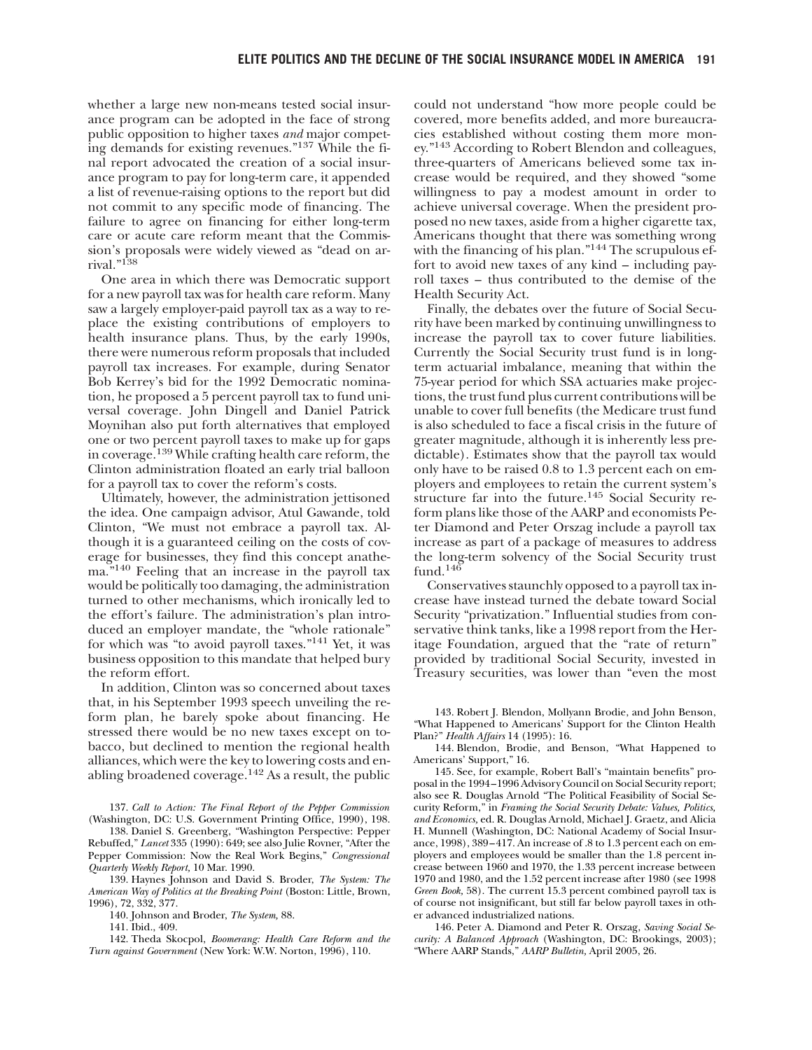whether a large new non-means tested social insurance program can be adopted in the face of strong public opposition to higher taxes *and* major competing demands for existing revenues."[137] While the final report advocated the creation of a social insurance program to pay for long-term care, it appended a list of revenue-raising options to the report but did not commit to any specific mode of financing. The failure to agree on financing for either long-term care or acute care reform meant that the Commission's proposals were widely viewed as "dead on arrival."[138]

One area in which there was Democratic support for a new payroll tax was for health care reform. Many saw a largely employer-paid payroll tax as a way to replace the existing contributions of employers to health insurance plans. Thus, by the early 1990s, there were numerous reform proposals that included payroll tax increases. For example, during Senator Bob Kerrey's bid for the 1992 Democratic nomination, he proposed a 5 percent payroll tax to fund universal coverage. John Dingell and Daniel Patrick Moynihan also put forth alternatives that employed one or two percent payroll taxes to make up for gaps in coverage.[139] While crafting health care reform, the Clinton administration floated an early trial balloon for a payroll tax to cover the reform's costs.

Ultimately, however, the administration jettisoned the idea. One campaign advisor, Atul Gawande, told Clinton, "We must not embrace a payroll tax. Although it is a guaranteed ceiling on the costs of coverage for businesses, they find this concept anathema."[140] Feeling that an increase in the payroll tax would be politically too damaging, the administration turned to other mechanisms, which ironically led to the effort's failure. The administration's plan introduced an employer mandate, the "whole rationale" for which was "to avoid payroll taxes."[141] Yet, it was business opposition to this mandate that helped bury the reform effort.

In addition, Clinton was so concerned about taxes that, in his September 1993 speech unveiling the reform plan, he barely spoke about financing. He stressed there would be no new taxes except on tobacco, but declined to mention the regional health alliances, which were the key to lowering costs and enabling broadened coverage.[142] As a result, the public could not understand "how more people could be covered, more benefits added, and more bureaucracies established without costing them more money."[143] According to Robert Blendon and colleagues, three-quarters of Americans believed some tax increase would be required, and they showed "some willingness to pay a modest amount in order to achieve universal coverage. When the president proposed no new taxes, aside from a higher cigarette tax, Americans thought that there was something wrong with the financing of his plan."[144] The scrupulous effort to avoid new taxes of any kind – including payroll taxes – thus contributed to the demise of the Health Security Act.

Finally, the debates over the future of Social Security have been marked by continuing unwillingness to increase the payroll tax to cover future liabilities. Currently the Social Security trust fund is in long-term actuarial imbalance, meaning that within the 75-year period for which SSA actuaries make projections, the trust fund plus current contributions will be unable to cover full benefits (the Medicare trust fund is also scheduled to face a fiscal crisis in the future of greater magnitude, although it is inherently less predictable). Estimates show that the payroll tax would only have to be raised 0.8 to 1.3 percent each on employers and employees to retain the current system's structure far into the future.[145] Social Security reform plans like those of the AARP and economists Peter Diamond and Peter Orszag include a payroll tax increase as part of a package of measures to address the long-term solvency of the Social Security trust fund.[146]

Conservatives staunchly opposed to a payroll tax increase have instead turned the debate toward Social Security "privatization." Influential studies from conservative think tanks, like a 1998 report from the Heritage Foundation, argued that the "rate of return" provided by traditional Social Security, invested in Treasury securities, was lower than "even the most

137. *Call to Action: The Final Report of the Pepper Commission* (Washington, DC: U.S. Government Printing Office, 1990), 198.

138. Daniel S. Greenberg, "Washington Perspective: Pepper Rebuffed," *Lancet* 335 (1990): 649; see also Julie Rovner, "After the Pepper Commission: Now the Real Work Begins," *Congressional Quarterly Weekly Report,* 10 Mar. 1990.

139. Haynes Johnson and David S. Broder, *The System: The American Way of Politics at the Breaking Point* (Boston: Little, Brown, 1996), 72, 332, 377.

140. Johnson and Broder, *The System,* 88.

141. Ibid., 409.

142. Theda Skocpol, *Boomerang: Health Care Reform and the Turn against Government* (New York: W.W. Norton, 1996), 110.

143. Robert J. Blendon, Mollyann Brodie, and John Benson, "What Happened to Americans' Support for the Clinton Health Plan?" *Health Affairs* 14 (1995): 16.

144. Blendon, Brodie, and Benson, "What Happened to Americans' Support," 16.

145. See, for example, Robert Ball's "maintain benefits" proposal in the 1994–1996 Advisory Council on Social Security report; also see R. Douglas Arnold "The Political Feasibility of Social Security Reform," in *Framing the Social Security Debate: Values, Politics, and Economics,* ed. R. Douglas Arnold, Michael J. Graetz, and Alicia H. Munnell (Washington, DC: National Academy of Social Insurance, 1998), 389–417. An increase of .8 to 1.3 percent each on employers and employees would be smaller than the 1.8 percent increase between 1960 and 1970, the 1.33 percent increase between 1970 and 1980, and the 1.52 percent increase after 1980 (see 1998 *Green Book,* 58). The current 15.3 percent combined payroll tax is of course not insignificant, but still far below payroll taxes in other advanced industrialized nations.

146. Peter A. Diamond and Peter R. Orszag, *Saving Social Security: A Balanced Approach* (Washington, DC: Brookings, 2003); "Where AARP Stands," *AARP Bulletin,* April 2005, 26.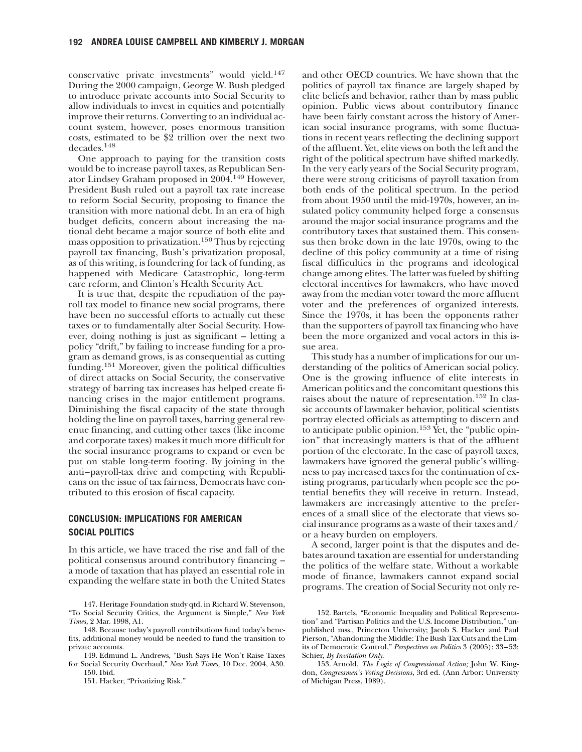conservative private investments" would yield.[147] During the 2000 campaign, George W. Bush pledged to introduce private accounts into Social Security to allow individuals to invest in equities and potentially improve their returns. Converting to an individual account system, however, poses enormous transition costs, estimated to be $2 trillion over the next two decades.[148]

One approach to paying for the transition costs would be to increase payroll taxes, as Republican Senator Lindsey Graham proposed in 2004.[149] However, President Bush ruled out a payroll tax rate increase to reform Social Security, proposing to finance the transition with more national debt. In an era of high budget deficits, concern about increasing the national debt became a major source of both elite and mass opposition to privatization.[150] Thus by rejecting payroll tax financing, Bush's privatization proposal, as of this writing, is foundering for lack of funding, as happened with Medicare Catastrophic, long-term care reform, and Clinton's Health Security Act.

It is true that, despite the repudiation of the payroll tax model to finance new social programs, there have been no successful efforts to actually cut these taxes or to fundamentally alter Social Security. However, doing nothing is just as significant – letting a policy "drift," by failing to increase funding for a program as demand grows, is as consequential as cutting funding.[151] Moreover, given the political difficulties of direct attacks on Social Security, the conservative strategy of barring tax increases has helped create financing crises in the major entitlement programs. Diminishing the fiscal capacity of the state through holding the line on payroll taxes, barring general revenue financing, and cutting other taxes (like income and corporate taxes) makes it much more difficult for the social insurance programs to expand or even be put on stable long-term footing. By joining in the anti–payroll-tax drive and competing with Republicans on the issue of tax fairness, Democrats have contributed to this erosion of fiscal capacity.

## CONCLUSION: IMPLICATIONS FOR AMERICAN SOCIAL POLITICS

In this article, we have traced the rise and fall of the political consensus around contributory financing – a mode of taxation that has played an essential role in expanding the welfare state in both the United States and other OECD countries. We have shown that the politics of payroll tax finance are largely shaped by elite beliefs and behavior, rather than by mass public opinion. Public views about contributory finance have been fairly constant across the history of American social insurance programs, with some fluctuations in recent years reflecting the declining support of the affluent. Yet, elite views on both the left and the right of the political spectrum have shifted markedly. In the very early years of the Social Security program, there were strong criticisms of payroll taxation from both ends of the political spectrum. In the period from about 1950 until the mid-1970s, however, an insulated policy community helped forge a consensus around the major social insurance programs and the contributory taxes that sustained them. This consensus then broke down in the late 1970s, owing to the decline of this policy community at a time of rising fiscal difficulties in the programs and ideological change among elites. The latter was fueled by shifting electoral incentives for lawmakers, who have moved away from the median voter toward the more affluent voter and the preferences of organized interests. Since the 1970s, it has been the opponents rather than the supporters of payroll tax financing who have been the more organized and vocal actors in this issue area.

This study has a number of implications for our understanding of the politics of American social policy. One is the growing influence of elite interests in American politics and the concomitant questions this raises about the nature of representation.[152] In classic accounts of lawmaker behavior, political scientists portray elected officials as attempting to discern and to anticipate public opinion.[153] Yet, the "public opinion" that increasingly matters is that of the affluent portion of the electorate. In the case of payroll taxes, lawmakers have ignored the general public's willingness to pay increased taxes for the continuation of existing programs, particularly when people see the potential benefits they will receive in return. Instead, lawmakers are increasingly attentive to the preferences of a small slice of the electorate that views social insurance programs as a waste of their taxes and/or a heavy burden on employers.

A second, larger point is that the disputes and debates around taxation are essential for understanding the politics of the welfare state. Without a workable mode of finance, lawmakers cannot expand social programs. The creation of Social Security not only re-

147. Heritage Foundation study qtd. in Richard W. Stevenson, "To Social Security Critics, the Argument is Simple," *New York Times,* 2 Mar. 1998, A1.

148. Because today's payroll contributions fund today's benefits, additional money would be needed to fund the transition to private accounts.

149. Edmund L. Andrews, "Bush Says He Won't Raise Taxes for Social Security Overhaul," *New York Times,* 10 Dec. 2004, A30.

150. Ibid.

151. Hacker, "Privatizing Risk."

152. Bartels, "Economic Inequality and Political Representation" and "Partisan Politics and the U.S. Income Distribution," unpublished mss., Princeton University; Jacob S. Hacker and Paul Pierson, "Abandoning the Middle: The Bush Tax Cuts and the Limits of Democratic Control," *Perspectives on Politics* 3 (2005): 33–53; Schier, *By Invitation Only.*

153. Arnold, *The Logic of Congressional Action;* John W. Kingdon, *Congressmen's Voting Decisions,* 3rd ed. (Ann Arbor: University of Michigan Press, 1989).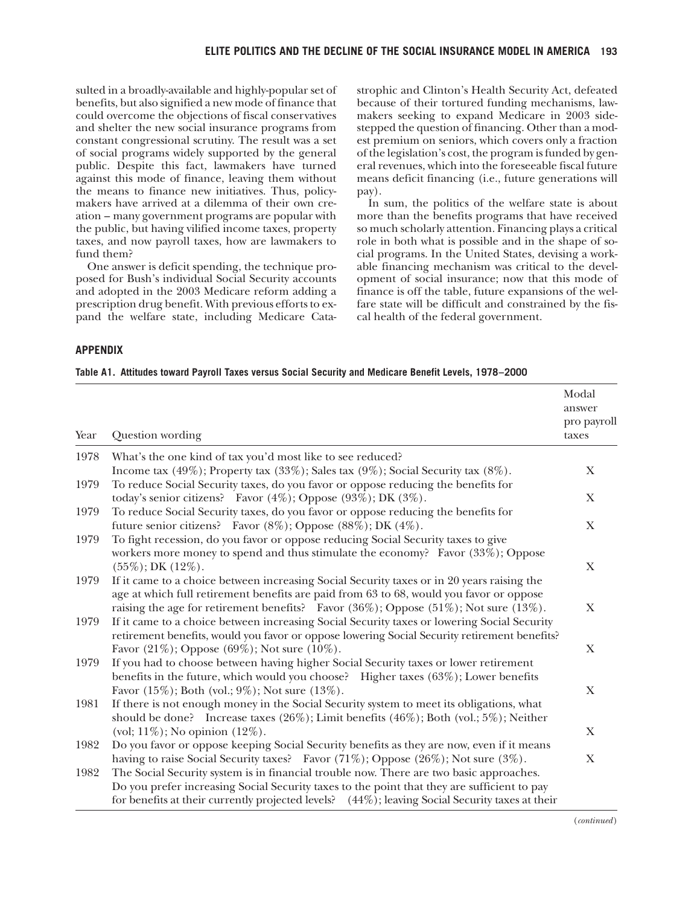sulted in a broadly-available and highly-popular set of benefits, but also signified a new mode of finance that could overcome the objections of fiscal conservatives and shelter the new social insurance programs from constant congressional scrutiny. The result was a set of social programs widely supported by the general public. Despite this fact, lawmakers have turned against this mode of finance, leaving them without the means to finance new initiatives. Thus, policymakers have arrived at a dilemma of their own creation – many government programs are popular with the public, but having vilified income taxes, property taxes, and now payroll taxes, how are lawmakers to fund them?

One answer is deficit spending, the technique proposed for Bush's individual Social Security accounts and adopted in the 2003 Medicare reform adding a prescription drug benefit. With previous efforts to expand the welfare state, including Medicare Catastrophic and Clinton's Health Security Act, defeated because of their tortured funding mechanisms, lawmakers seeking to expand Medicare in 2003 sidestepped the question of financing. Other than a modest premium on seniors, which covers only a fraction of the legislation's cost, the program is funded by general revenues, which into the foreseeable fiscal future means deficit financing (i.e., future generations will pay).

In sum, the politics of the welfare state is about more than the benefits programs that have received so much scholarly attention. Financing plays a critical role in both what is possible and in the shape of social programs. In the United States, devising a workable financing mechanism was critical to the development of social insurance; now that this mode of finance is off the table, future expansions of the welfare state will be difficult and constrained by the fiscal health of the federal government.

## APPENDIX

**Table A1. Attitudes toward Payroll Taxes versus Social Security and Medicare Benefit Levels, 1978–2000**

| Year | Question wording | Modal answer pro payroll taxes |
|---|---|---|
| 1978 | What's the one kind of tax you'd most like to see reduced? Income tax (49%); Property tax (33%); Sales tax (9%); Social Security tax (8%). | X |
| 1979 | To reduce Social Security taxes, do you favor or oppose reducing the benefits for today's senior citizens? Favor (4%); Oppose (93%); DK (3%). | X |
| 1979 | To reduce Social Security taxes, do you favor or oppose reducing the benefits for future senior citizens? Favor (8%); Oppose (88%); DK (4%). | X |
| 1979 | To fight recession, do you favor or oppose reducing Social Security taxes to give workers more money to spend and thus stimulate the economy? Favor (33%); Oppose (55%); DK (12%). | X |
| 1979 | If it came to a choice between increasing Social Security taxes or in 20 years raising the age at which full retirement benefits are paid from 63 to 68, would you favor or oppose raising the age for retirement benefits? Favor (36%); Oppose (51%); Not sure (13%). | X |
| 1979 | If it came to a choice between increasing Social Security taxes or lowering Social Security retirement benefits, would you favor or oppose lowering Social Security retirement benefits? Favor (21%); Oppose (69%); Not sure (10%). | X |
| 1979 | If you had to choose between having higher Social Security taxes or lower retirement benefits in the future, which would you choose? Higher taxes (63%); Lower benefits Favor (15%); Both (vol.; 9%); Not sure (13%). | X |
| 1981 | If there is not enough money in the Social Security system to meet its obligations, what should be done? Increase taxes (26%); Limit benefits (46%); Both (vol.; 5%); Neither (vol; 11%); No opinion (12%). | X |
| 1982 | Do you favor or oppose keeping Social Security benefits as they are now, even if it means having to raise Social Security taxes? Favor (71%); Oppose (26%); Not sure (3%). | X |
| 1982 | The Social Security system is in financial trouble now. There are two basic approaches. Do you prefer increasing Social Security taxes to the point that they are sufficient to pay for benefits at their currently projected levels? (44%); leaving Social Security taxes at their | |

(*continued*)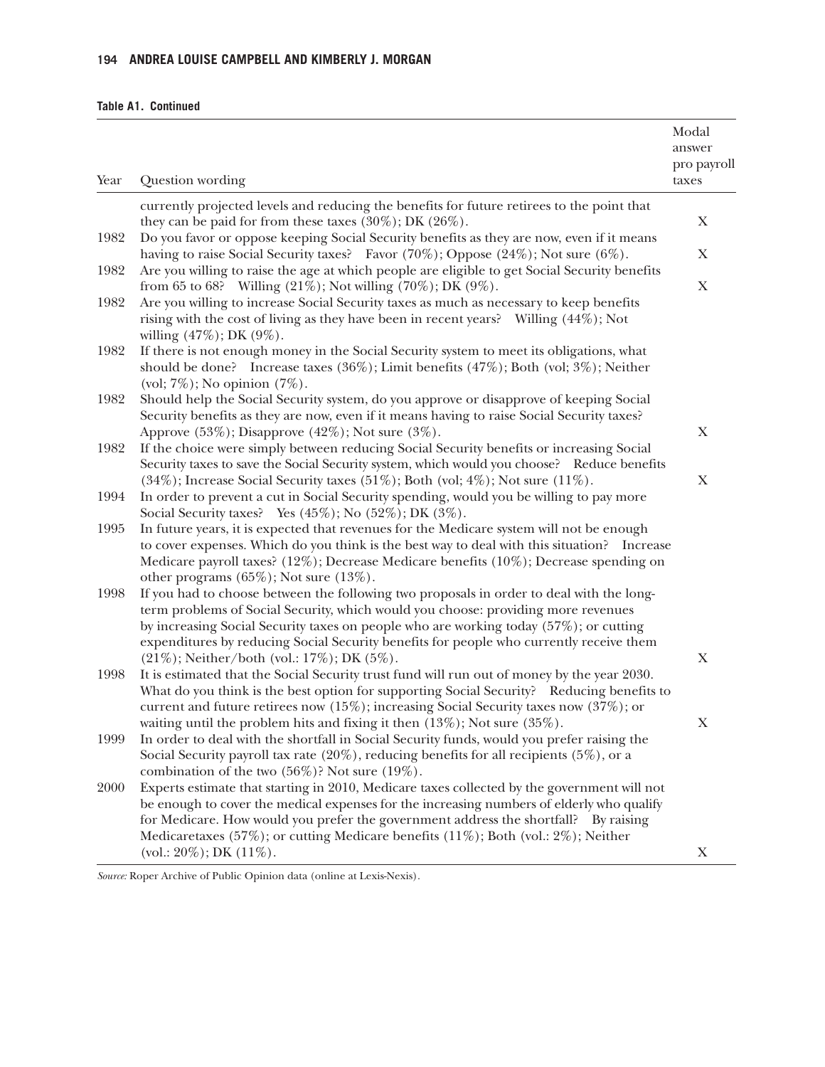**Table A1. Continued**

| Year | Question wording | Modal answer pro payroll taxes |
|---|---|---|
| | currently projected levels and reducing the benefits for future retirees to the point that they can be paid for from these taxes (30%); DK (26%). | X |
| 1982 | Do you favor or oppose keeping Social Security benefits as they are now, even if it means having to raise Social Security taxes? Favor (70%); Oppose (24%); Not sure (6%). | X |
| 1982 | Are you willing to raise the age at which people are eligible to get Social Security benefits from 65 to 68? Willing (21%); Not willing (70%); DK (9%). | X |
| 1982 | Are you willing to increase Social Security taxes as much as necessary to keep benefits rising with the cost of living as they have been in recent years? Willing (44%); Not willing (47%); DK (9%). | |
| 1982 | If there is not enough money in the Social Security system to meet its obligations, what should be done? Increase taxes (36%); Limit benefits (47%); Both (vol; 3%); Neither (vol; 7%); No opinion (7%). | |
| 1982 | Should help the Social Security system, do you approve or disapprove of keeping Social Security benefits as they are now, even if it means having to raise Social Security taxes? Approve (53%); Disapprove (42%); Not sure (3%). | X |
| 1982 | If the choice were simply between reducing Social Security benefits or increasing Social Security taxes to save the Social Security system, which would you choose? Reduce benefits (34%); Increase Social Security taxes (51%); Both (vol; 4%); Not sure (11%). | X |
| 1994 | In order to prevent a cut in Social Security spending, would you be willing to pay more Social Security taxes? Yes (45%); No (52%); DK (3%). | |
| 1995 | In future years, it is expected that revenues for the Medicare system will not be enough to cover expenses. Which do you think is the best way to deal with this situation? Increase Medicare payroll taxes? (12%); Decrease Medicare benefits (10%); Decrease spending on other programs (65%); Not sure (13%). | |
| 1998 | If you had to choose between the following two proposals in order to deal with the long-term problems of Social Security, which would you choose: providing more revenues by increasing Social Security taxes on people who are working today (57%); or cutting expenditures by reducing Social Security benefits for people who currently receive them (21%); Neither/both (vol.: 17%); DK (5%). | X |
| 1998 | It is estimated that the Social Security trust fund will run out of money by the year 2030. What do you think is the best option for supporting Social Security? Reducing benefits to current and future retirees now (15%); increasing Social Security taxes now (37%); or waiting until the problem hits and fixing it then (13%); Not sure (35%). | X |
| 1999 | In order to deal with the shortfall in Social Security funds, would you prefer raising the Social Security payroll tax rate (20%), reducing benefits for all recipients (5%), or a combination of the two (56%)? Not sure (19%). | |
| 2000 | Experts estimate that starting in 2010, Medicare taxes collected by the government will not be enough to cover the medical expenses for the increasing numbers of elderly who qualify for Medicare. How would you prefer the government address the shortfall? By raising Medicaretaxes (57%); or cutting Medicare benefits (11%); Both (vol.: 2%); Neither (vol.: 20%); DK (11%). | X |

*Source:* Roper Archive of Public Opinion data (online at Lexis-Nexis).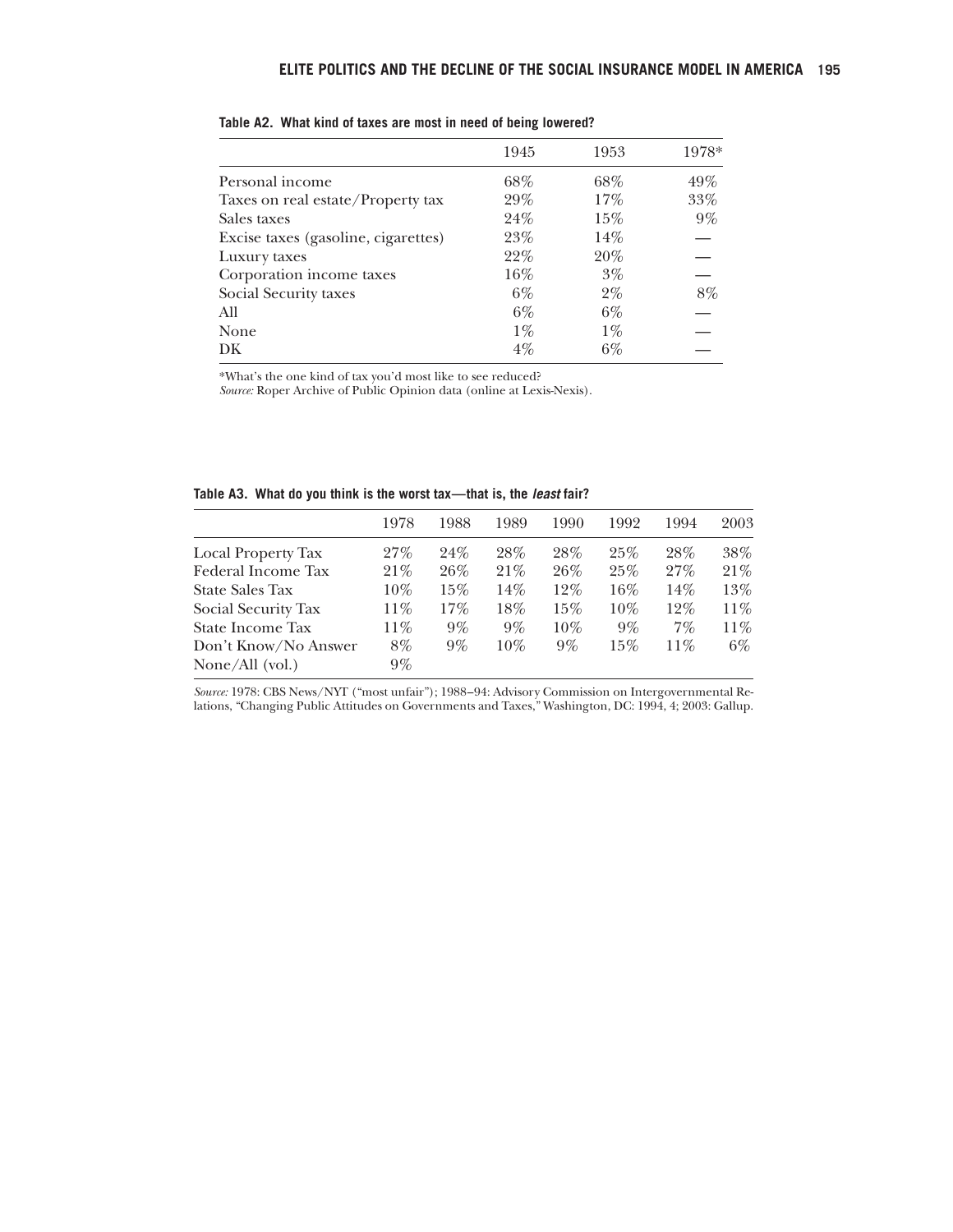**Table A2. What kind of taxes are most in need of being lowered?**

| | 1945 | 1953 | 1978* |
|---|---|---|---|
| Personal income | 68% | 68% | 49% |
| Taxes on real estate/Property tax | 29% | 17% | 33% |
| Sales taxes | 24% | 15% | 9% |
| Excise taxes (gasoline, cigarettes) | 23% | 14% | — |
| Luxury taxes | 22% | 20% | — |
| Corporation income taxes | 16% | 3% | — |
| Social Security taxes | 6% | 2% | 8% |
| All | 6% | 6% | — |
| None | 1% | 1% | — |
| DK | 4% | 6% | — |

*What's the one kind of tax you'd most like to see reduced?

*Source:* Roper Archive of Public Opinion data (online at Lexis-Nexis).

**Table A3. What do you think is the worst tax—that is, the *least* fair?**

| | 1978 | 1988 | 1989 | 1990 | 1992 | 1994 | 2003 |
|---|---|---|---|---|---|---|---|
| Local Property Tax | 27% | 24% | 28% | 28% | 25% | 28% | 38% |
| Federal Income Tax | 21% | 26% | 21% | 26% | 25% | 27% | 21% |
| State Sales Tax | 10% | 15% | 14% | 12% | 16% | 14% | 13% |
| Social Security Tax | 11% | 17% | 18% | 15% | 10% | 12% | 11% |
| State Income Tax | 11% | 9% | 9% | 10% | 9% | 7% | 11% |
| Don't Know/No Answer | 8% | 9% | 10% | 9% | 15% | 11% | 6% |
| None/All (vol.) | 9% | | | | | | |

*Source:* 1978: CBS News/NYT ("most unfair"); 1988–94: Advisory Commission on Intergovernmental Relations, "Changing Public Attitudes on Governments and Taxes," Washington, DC: 1994, 4; 2003: Gallup.